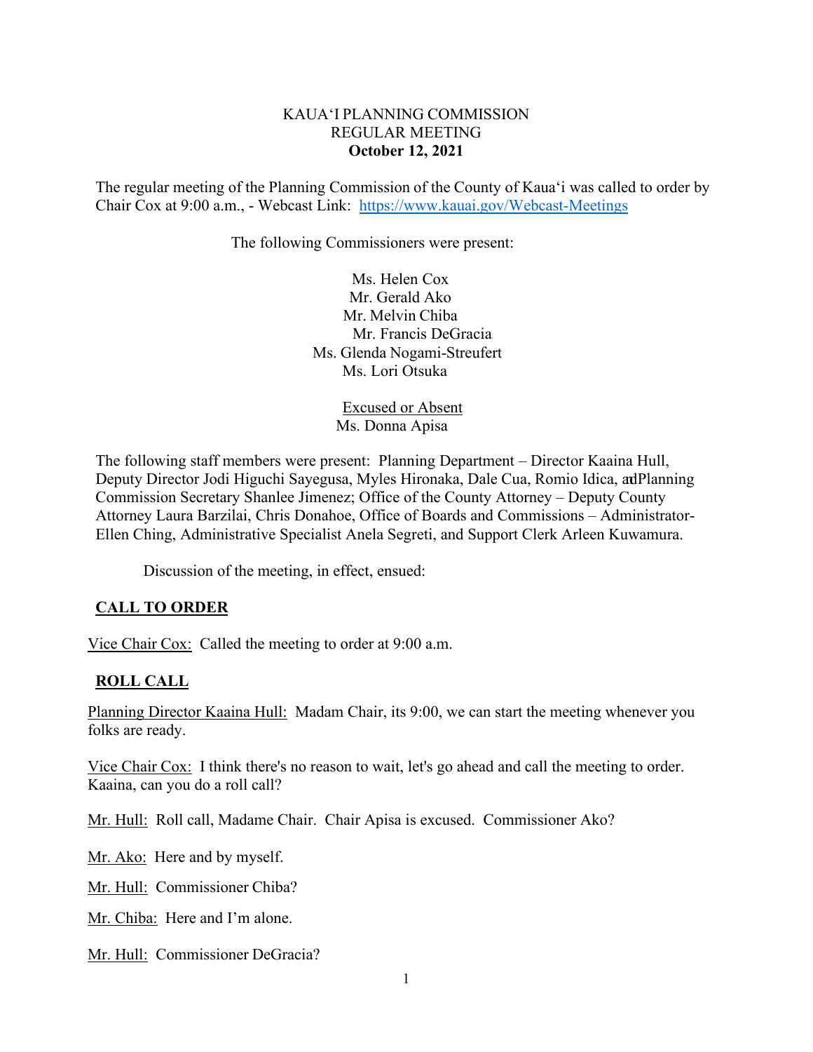KAUAʻI PLANNING COMMISSION
REGULAR MEETING
**October 12, 2021**

The regular meeting of the Planning Commission of the County of Kauaʻi was called to order by Chair Cox at 9:00 a.m., - Webcast Link: https://www.kauai.gov/Webcast-Meetings

The following Commissioners were present:

Ms. Helen Cox
Mr. Gerald Ako
Mr. Melvin Chiba
Mr. Francis DeGracia
Ms. Glenda Nogami-Streufert
Ms. Lori Otsuka

Excused or Absent
Ms. Donna Apisa

The following staff members were present: Planning Department – Director Kaaina Hull, Deputy Director Jodi Higuchi Sayegusa, Myles Hironaka, Dale Cua, Romio Idica, and Planning Commission Secretary Shanlee Jimenez; Office of the County Attorney – Deputy County Attorney Laura Barzilai, Chris Donahoe, Office of Boards and Commissions – Administrator- Ellen Ching, Administrative Specialist Anela Segreti, and Support Clerk Arleen Kuwamura.

Discussion of the meeting, in effect, ensued:

## CALL TO ORDER

Vice Chair Cox: Called the meeting to order at 9:00 a.m.

## ROLL CALL

Planning Director Kaaina Hull: Madam Chair, its 9:00, we can start the meeting whenever you folks are ready.

Vice Chair Cox: I think there's no reason to wait, let's go ahead and call the meeting to order. Kaaina, can you do a roll call?

Mr. Hull: Roll call, Madame Chair. Chair Apisa is excused. Commissioner Ako?

Mr. Ako: Here and by myself.

Mr. Hull: Commissioner Chiba?

Mr. Chiba: Here and I'm alone.

Mr. Hull: Commissioner DeGracia?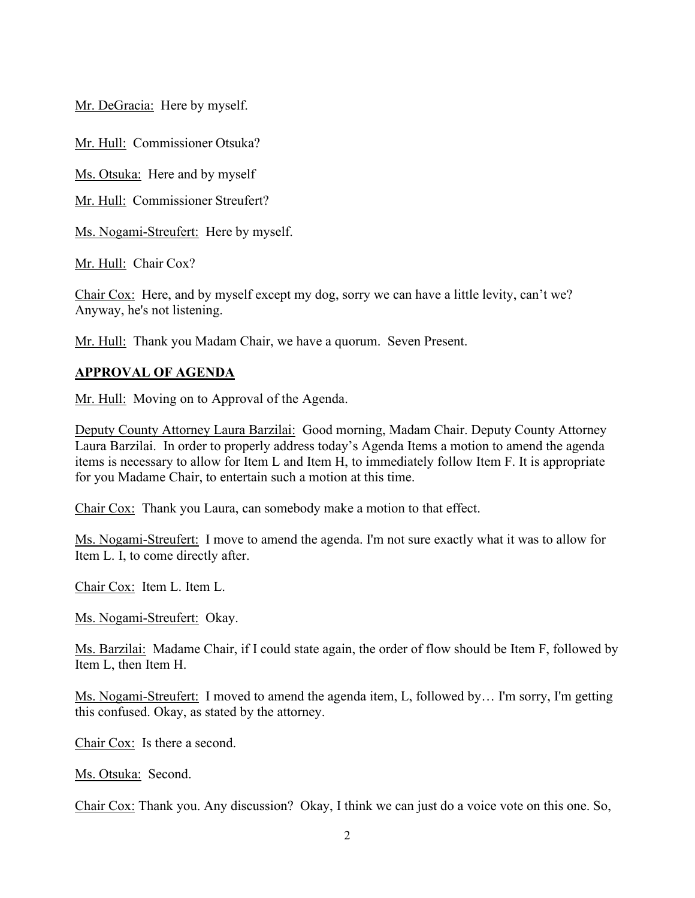Mr. DeGracia: Here by myself.

Mr. Hull: Commissioner Otsuka?

Ms. Otsuka: Here and by myself

Mr. Hull: Commissioner Streufert?

Ms. Nogami-Streufert: Here by myself.

Mr. Hull: Chair Cox?

Chair Cox: Here, and by myself except my dog, sorry we can have a little levity, can't we? Anyway, he's not listening.

Mr. Hull: Thank you Madam Chair, we have a quorum. Seven Present.

## APPROVAL OF AGENDA

Mr. Hull: Moving on to Approval of the Agenda.

Deputy County Attorney Laura Barzilai: Good morning, Madam Chair. Deputy County Attorney Laura Barzilai. In order to properly address today's Agenda Items a motion to amend the agenda items is necessary to allow for Item L and Item H, to immediately follow Item F. It is appropriate for you Madame Chair, to entertain such a motion at this time.

Chair Cox: Thank you Laura, can somebody make a motion to that effect.

Ms. Nogami-Streufert: I move to amend the agenda. I'm not sure exactly what it was to allow for Item L. I, to come directly after.

Chair Cox: Item L. Item L.

Ms. Nogami-Streufert: Okay.

Ms. Barzilai: Madame Chair, if I could state again, the order of flow should be Item F, followed by Item L, then Item H.

Ms. Nogami-Streufert: I moved to amend the agenda item, L, followed by… I'm sorry, I'm getting this confused. Okay, as stated by the attorney.

Chair Cox: Is there a second.

Ms. Otsuka: Second.

Chair Cox: Thank you. Any discussion? Okay, I think we can just do a voice vote on this one. So,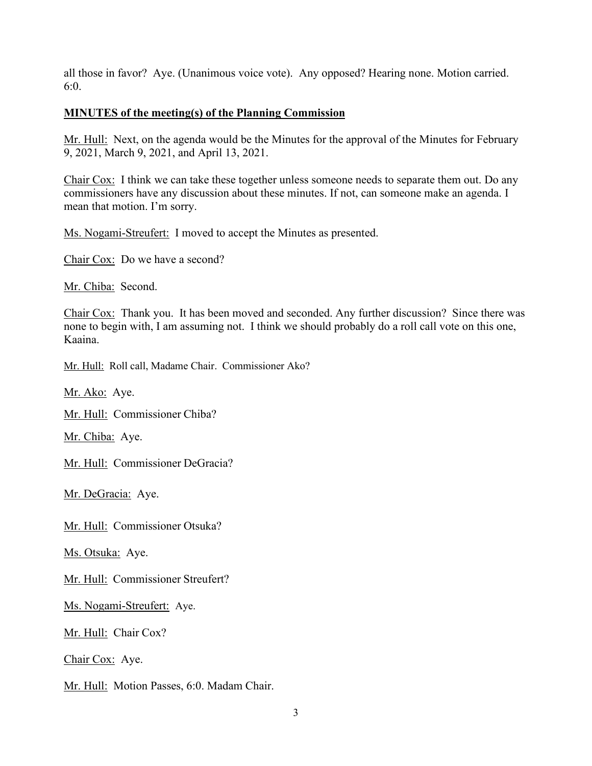all those in favor? Aye. (Unanimous voice vote). Any opposed? Hearing none. Motion carried. 6:0.

**MINUTES of the meeting(s) of the Planning Commission**

Mr. Hull: Next, on the agenda would be the Minutes for the approval of the Minutes for February 9, 2021, March 9, 2021, and April 13, 2021.

Chair Cox: I think we can take these together unless someone needs to separate them out. Do any commissioners have any discussion about these minutes. If not, can someone make an agenda. I mean that motion. I'm sorry.

Ms. Nogami-Streufert: I moved to accept the Minutes as presented.

Chair Cox: Do we have a second?

Mr. Chiba: Second.

Chair Cox: Thank you. It has been moved and seconded. Any further discussion? Since there was none to begin with, I am assuming not. I think we should probably do a roll call vote on this one, Kaaina.

Mr. Hull: Roll call, Madame Chair. Commissioner Ako?

Mr. Ako: Aye.

Mr. Hull: Commissioner Chiba?

Mr. Chiba: Aye.

Mr. Hull: Commissioner DeGracia?

Mr. DeGracia: Aye.

Mr. Hull: Commissioner Otsuka?

Ms. Otsuka: Aye.

Mr. Hull: Commissioner Streufert?

Ms. Nogami-Streufert: Aye.

Mr. Hull: Chair Cox?

Chair Cox: Aye.

Mr. Hull: Motion Passes, 6:0. Madam Chair.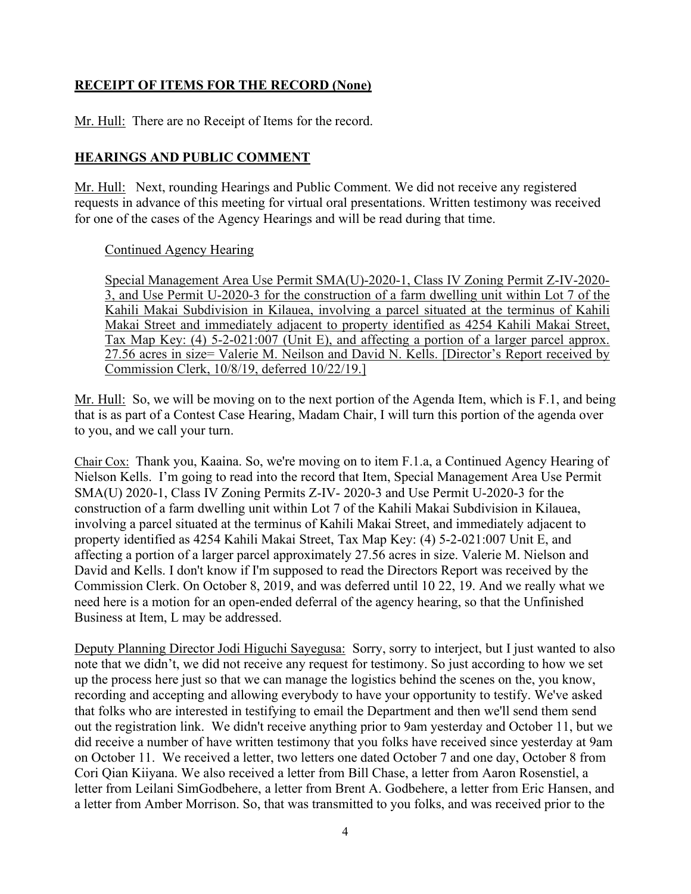## RECEIPT OF ITEMS FOR THE RECORD (None)

Mr. Hull: There are no Receipt of Items for the record.

## HEARINGS AND PUBLIC COMMENT

Mr. Hull: Next, rounding Hearings and Public Comment. We did not receive any registered requests in advance of this meeting for virtual oral presentations. Written testimony was received for one of the cases of the Agency Hearings and will be read during that time.

Continued Agency Hearing

Special Management Area Use Permit SMA(U)-2020-1, Class IV Zoning Permit Z-IV-2020-3, and Use Permit U-2020-3 for the construction of a farm dwelling unit within Lot 7 of the Kahili Makai Subdivision in Kilauea, involving a parcel situated at the terminus of Kahili Makai Street and immediately adjacent to property identified as 4254 Kahili Makai Street, Tax Map Key: (4) 5-2-021:007 (Unit E), and affecting a portion of a larger parcel approx. 27.56 acres in size= Valerie M. Neilson and David N. Kells. [Director's Report received by Commission Clerk, 10/8/19, deferred 10/22/19.]

Mr. Hull: So, we will be moving on to the next portion of the Agenda Item, which is F.1, and being that is as part of a Contest Case Hearing, Madam Chair, I will turn this portion of the agenda over to you, and we call your turn.

Chair Cox: Thank you, Kaaina. So, we're moving on to item F.1.a, a Continued Agency Hearing of Nielson Kells. I'm going to read into the record that Item, Special Management Area Use Permit SMA(U) 2020-1, Class IV Zoning Permits Z-IV- 2020-3 and Use Permit U-2020-3 for the construction of a farm dwelling unit within Lot 7 of the Kahili Makai Subdivision in Kilauea, involving a parcel situated at the terminus of Kahili Makai Street, and immediately adjacent to property identified as 4254 Kahili Makai Street, Tax Map Key: (4) 5-2-021:007 Unit E, and affecting a portion of a larger parcel approximately 27.56 acres in size. Valerie M. Nielson and David and Kells. I don't know if I'm supposed to read the Directors Report was received by the Commission Clerk. On October 8, 2019, and was deferred until 10 22, 19. And we really what we need here is a motion for an open-ended deferral of the agency hearing, so that the Unfinished Business at Item, L may be addressed.

Deputy Planning Director Jodi Higuchi Sayegusa: Sorry, sorry to interject, but I just wanted to also note that we didn't, we did not receive any request for testimony. So just according to how we set up the process here just so that we can manage the logistics behind the scenes on the, you know, recording and accepting and allowing everybody to have your opportunity to testify. We've asked that folks who are interested in testifying to email the Department and then we'll send them send out the registration link. We didn't receive anything prior to 9am yesterday and October 11, but we did receive a number of have written testimony that you folks have received since yesterday at 9am on October 11. We received a letter, two letters one dated October 7 and one day, October 8 from Cori Qian Kiiyana. We also received a letter from Bill Chase, a letter from Aaron Rosenstiel, a letter from Leilani SimGodbehere, a letter from Brent A. Godbehere, a letter from Eric Hansen, and a letter from Amber Morrison. So, that was transmitted to you folks, and was received prior to the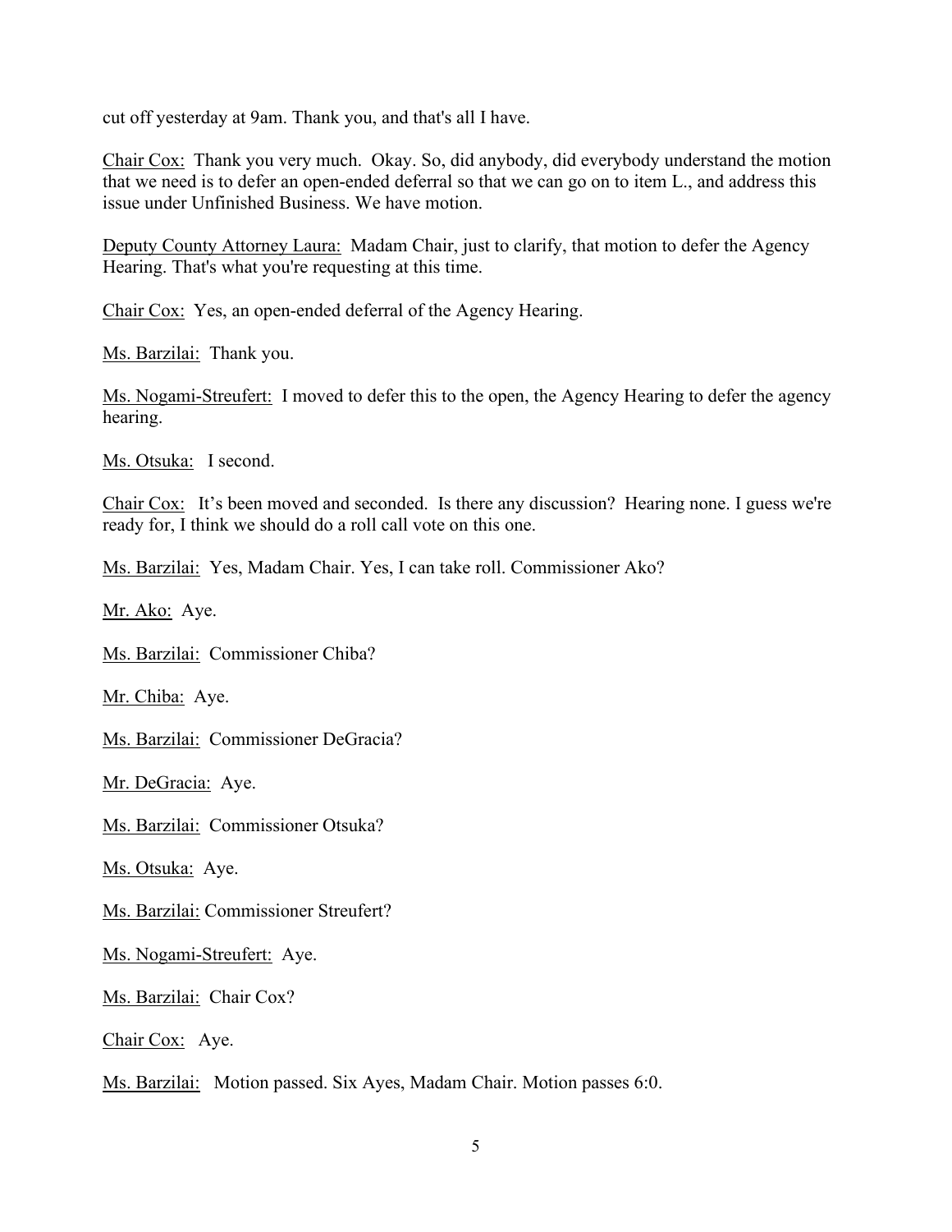cut off yesterday at 9am. Thank you, and that's all I have.

<u>Chair Cox:</u> Thank you very much. Okay. So, did anybody, did everybody understand the motion that we need is to defer an open-ended deferral so that we can go on to item L., and address this issue under Unfinished Business. We have motion.

<u>Deputy County Attorney Laura:</u> Madam Chair, just to clarify, that motion to defer the Agency Hearing. That's what you're requesting at this time.

<u>Chair Cox:</u> Yes, an open-ended deferral of the Agency Hearing.

<u>Ms. Barzilai:</u> Thank you.

<u>Ms. Nogami-Streufert:</u> I moved to defer this to the open, the Agency Hearing to defer the agency hearing.

<u>Ms. Otsuka:</u> I second.

<u>Chair Cox:</u> It's been moved and seconded. Is there any discussion? Hearing none. I guess we're ready for, I think we should do a roll call vote on this one.

<u>Ms. Barzilai:</u> Yes, Madam Chair. Yes, I can take roll. Commissioner Ako?

<u>Mr. Ako:</u> Aye.

<u>Ms. Barzilai:</u> Commissioner Chiba?

<u>Mr. Chiba:</u> Aye.

<u>Ms. Barzilai:</u> Commissioner DeGracia?

<u>Mr. DeGracia:</u> Aye.

<u>Ms. Barzilai:</u> Commissioner Otsuka?

<u>Ms. Otsuka:</u> Aye.

<u>Ms. Barzilai:</u> Commissioner Streufert?

<u>Ms. Nogami-Streufert:</u> Aye.

<u>Ms. Barzilai:</u> Chair Cox?

<u>Chair Cox:</u> Aye.

<u>Ms. Barzilai:</u> Motion passed. Six Ayes, Madam Chair. Motion passes 6:0.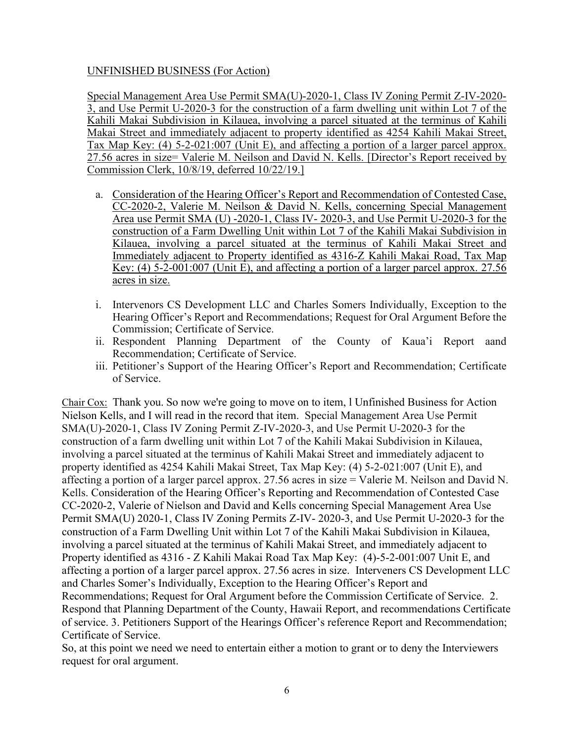UNFINISHED BUSINESS (For Action)

Special Management Area Use Permit SMA(U)-2020-1, Class IV Zoning Permit Z-IV-2020-3, and Use Permit U-2020-3 for the construction of a farm dwelling unit within Lot 7 of the Kahili Makai Subdivision in Kilauea, involving a parcel situated at the terminus of Kahili Makai Street and immediately adjacent to property identified as 4254 Kahili Makai Street, Tax Map Key: (4) 5-2-021:007 (Unit E), and affecting a portion of a larger parcel approx. 27.56 acres in size= Valerie M. Neilson and David N. Kells. [Director's Report received by Commission Clerk, 10/8/19, deferred 10/22/19.]

a. Consideration of the Hearing Officer's Report and Recommendation of Contested Case, CC-2020-2, Valerie M. Neilson & David N. Kells, concerning Special Management Area use Permit SMA (U) -2020-1, Class IV- 2020-3, and Use Permit U-2020-3 for the construction of a Farm Dwelling Unit within Lot 7 of the Kahili Makai Subdivision in Kilauea, involving a parcel situated at the terminus of Kahili Makai Street and Immediately adjacent to Property identified as 4316-Z Kahili Makai Road, Tax Map Key: (4) 5-2-001:007 (Unit E), and affecting a portion of a larger parcel approx. 27.56 acres in size.

i. Intervenors CS Development LLC and Charles Somers Individually, Exception to the Hearing Officer's Report and Recommendations; Request for Oral Argument Before the Commission; Certificate of Service.
ii. Respondent Planning Department of the County of Kaua'i Report aand Recommendation; Certificate of Service.
iii. Petitioner's Support of the Hearing Officer's Report and Recommendation; Certificate of Service.

Chair Cox: Thank you. So now we're going to move on to item, l Unfinished Business for Action Nielson Kells, and I will read in the record that item. Special Management Area Use Permit SMA(U)-2020-1, Class IV Zoning Permit Z-IV-2020-3, and Use Permit U-2020-3 for the construction of a farm dwelling unit within Lot 7 of the Kahili Makai Subdivision in Kilauea, involving a parcel situated at the terminus of Kahili Makai Street and immediately adjacent to property identified as 4254 Kahili Makai Street, Tax Map Key: (4) 5-2-021:007 (Unit E), and affecting a portion of a larger parcel approx. 27.56 acres in size = Valerie M. Neilson and David N. Kells. Consideration of the Hearing Officer's Reporting and Recommendation of Contested Case CC-2020-2, Valerie of Nielson and David and Kells concerning Special Management Area Use Permit SMA(U) 2020-1, Class IV Zoning Permits Z-IV- 2020-3, and Use Permit U-2020-3 for the construction of a Farm Dwelling Unit within Lot 7 of the Kahili Makai Subdivision in Kilauea, involving a parcel situated at the terminus of Kahili Makai Street, and immediately adjacent to Property identified as 4316 - Z Kahili Makai Road Tax Map Key: (4)-5-2-001:007 Unit E, and affecting a portion of a larger parcel approx. 27.56 acres in size. Interveners CS Development LLC and Charles Somer's Individually, Exception to the Hearing Officer's Report and Recommendations; Request for Oral Argument before the Commission Certificate of Service. 2. Respond that Planning Department of the County, Hawaii Report, and recommendations Certificate of service. 3. Petitioners Support of the Hearings Officer's reference Report and Recommendation; Certificate of Service.
So, at this point we need we need to entertain either a motion to grant or to deny the Interviewers request for oral argument.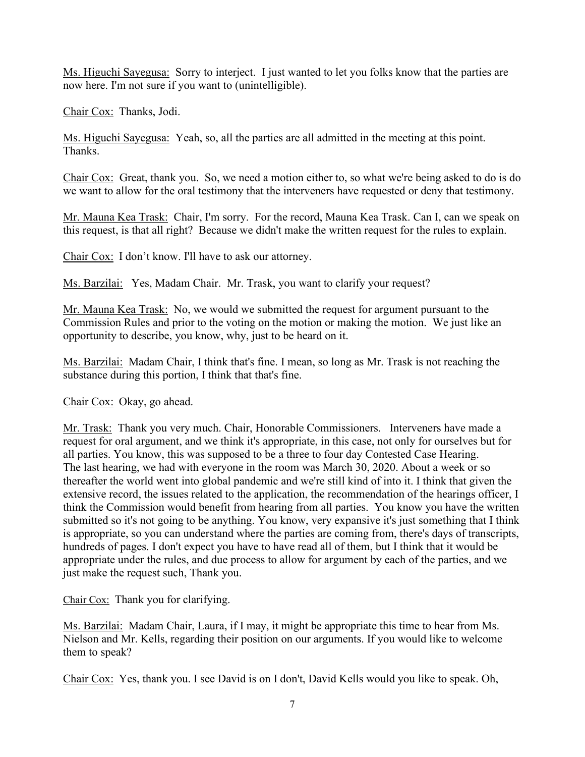Ms. Higuchi Sayegusa: Sorry to interject. I just wanted to let you folks know that the parties are now here. I'm not sure if you want to (unintelligible).

Chair Cox: Thanks, Jodi.

Ms. Higuchi Sayegusa: Yeah, so, all the parties are all admitted in the meeting at this point. Thanks.

Chair Cox: Great, thank you. So, we need a motion either to, so what we're being asked to do is do we want to allow for the oral testimony that the interveners have requested or deny that testimony.

Mr. Mauna Kea Trask: Chair, I'm sorry. For the record, Mauna Kea Trask. Can I, can we speak on this request, is that all right? Because we didn't make the written request for the rules to explain.

Chair Cox: I don't know. I'll have to ask our attorney.

Ms. Barzilai: Yes, Madam Chair. Mr. Trask, you want to clarify your request?

Mr. Mauna Kea Trask: No, we would we submitted the request for argument pursuant to the Commission Rules and prior to the voting on the motion or making the motion. We just like an opportunity to describe, you know, why, just to be heard on it.

Ms. Barzilai: Madam Chair, I think that's fine. I mean, so long as Mr. Trask is not reaching the substance during this portion, I think that that's fine.

Chair Cox: Okay, go ahead.

Mr. Trask: Thank you very much. Chair, Honorable Commissioners. Interveners have made a request for oral argument, and we think it's appropriate, in this case, not only for ourselves but for all parties. You know, this was supposed to be a three to four day Contested Case Hearing. The last hearing, we had with everyone in the room was March 30, 2020. About a week or so thereafter the world went into global pandemic and we're still kind of into it. I think that given the extensive record, the issues related to the application, the recommendation of the hearings officer, I think the Commission would benefit from hearing from all parties. You know you have the written submitted so it's not going to be anything. You know, very expansive it's just something that I think is appropriate, so you can understand where the parties are coming from, there's days of transcripts, hundreds of pages. I don't expect you have to have read all of them, but I think that it would be appropriate under the rules, and due process to allow for argument by each of the parties, and we just make the request such, Thank you.

Chair Cox: Thank you for clarifying.

Ms. Barzilai: Madam Chair, Laura, if I may, it might be appropriate this time to hear from Ms. Nielson and Mr. Kells, regarding their position on our arguments. If you would like to welcome them to speak?

Chair Cox: Yes, thank you. I see David is on I don't, David Kells would you like to speak. Oh,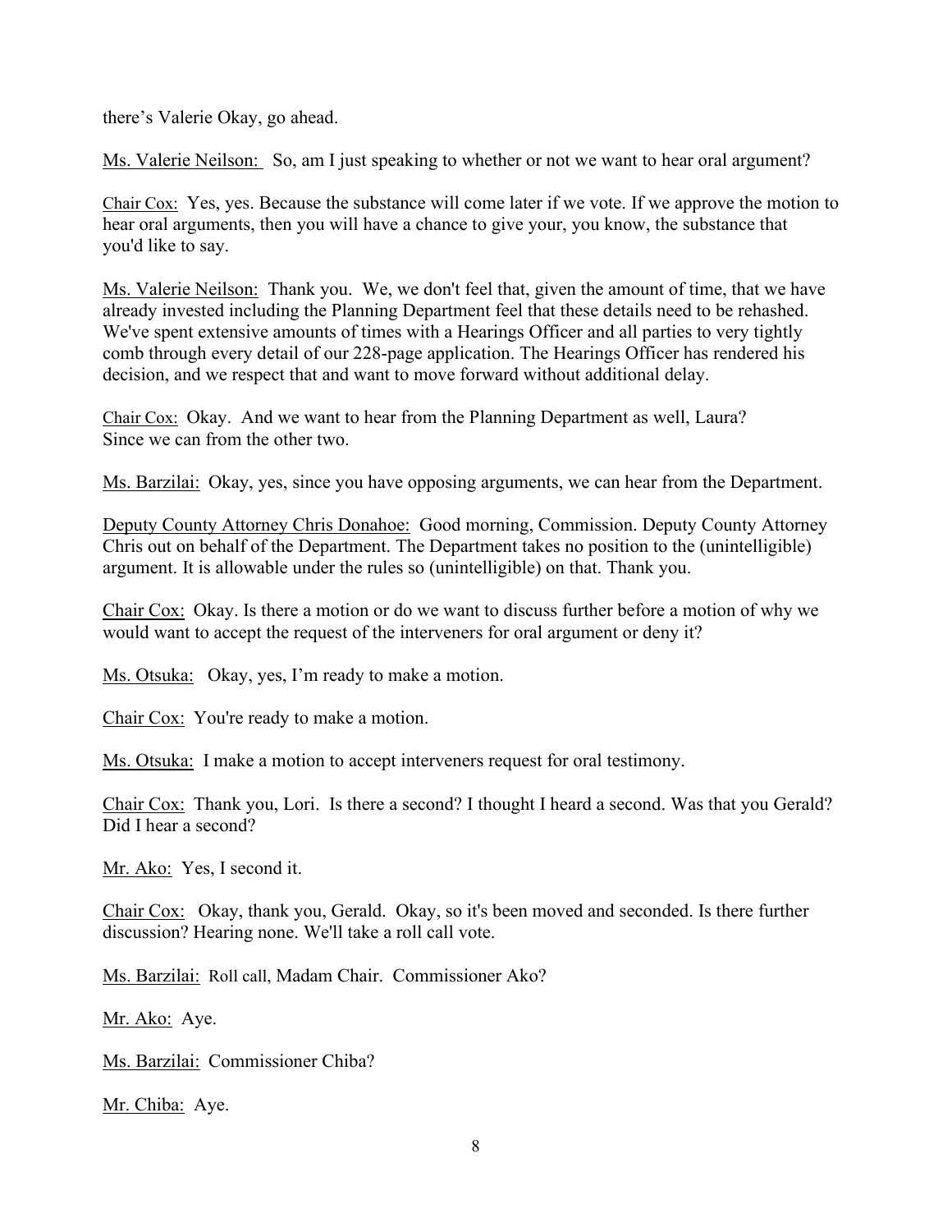there's Valerie Okay, go ahead.

Ms. Valerie Neilson: So, am I just speaking to whether or not we want to hear oral argument?

Chair Cox: Yes, yes. Because the substance will come later if we vote. If we approve the motion to hear oral arguments, then you will have a chance to give your, you know, the substance that you'd like to say.

Ms. Valerie Neilson: Thank you. We, we don't feel that, given the amount of time, that we have already invested including the Planning Department feel that these details need to be rehashed. We've spent extensive amounts of times with a Hearings Officer and all parties to very tightly comb through every detail of our 228-page application. The Hearings Officer has rendered his decision, and we respect that and want to move forward without additional delay.

Chair Cox: Okay. And we want to hear from the Planning Department as well, Laura? Since we can from the other two.

Ms. Barzilai: Okay, yes, since you have opposing arguments, we can hear from the Department.

Deputy County Attorney Chris Donahoe: Good morning, Commission. Deputy County Attorney Chris out on behalf of the Department. The Department takes no position to the (unintelligible) argument. It is allowable under the rules so (unintelligible) on that. Thank you.

Chair Cox: Okay. Is there a motion or do we want to discuss further before a motion of why we would want to accept the request of the interveners for oral argument or deny it?

Ms. Otsuka: Okay, yes, I'm ready to make a motion.

Chair Cox: You're ready to make a motion.

Ms. Otsuka: I make a motion to accept interveners request for oral testimony.

Chair Cox: Thank you, Lori. Is there a second? I thought I heard a second. Was that you Gerald? Did I hear a second?

Mr. Ako: Yes, I second it.

Chair Cox: Okay, thank you, Gerald. Okay, so it's been moved and seconded. Is there further discussion? Hearing none. We'll take a roll call vote.

Ms. Barzilai: Roll call, Madam Chair. Commissioner Ako?

Mr. Ako: Aye.

Ms. Barzilai: Commissioner Chiba?

Mr. Chiba: Aye.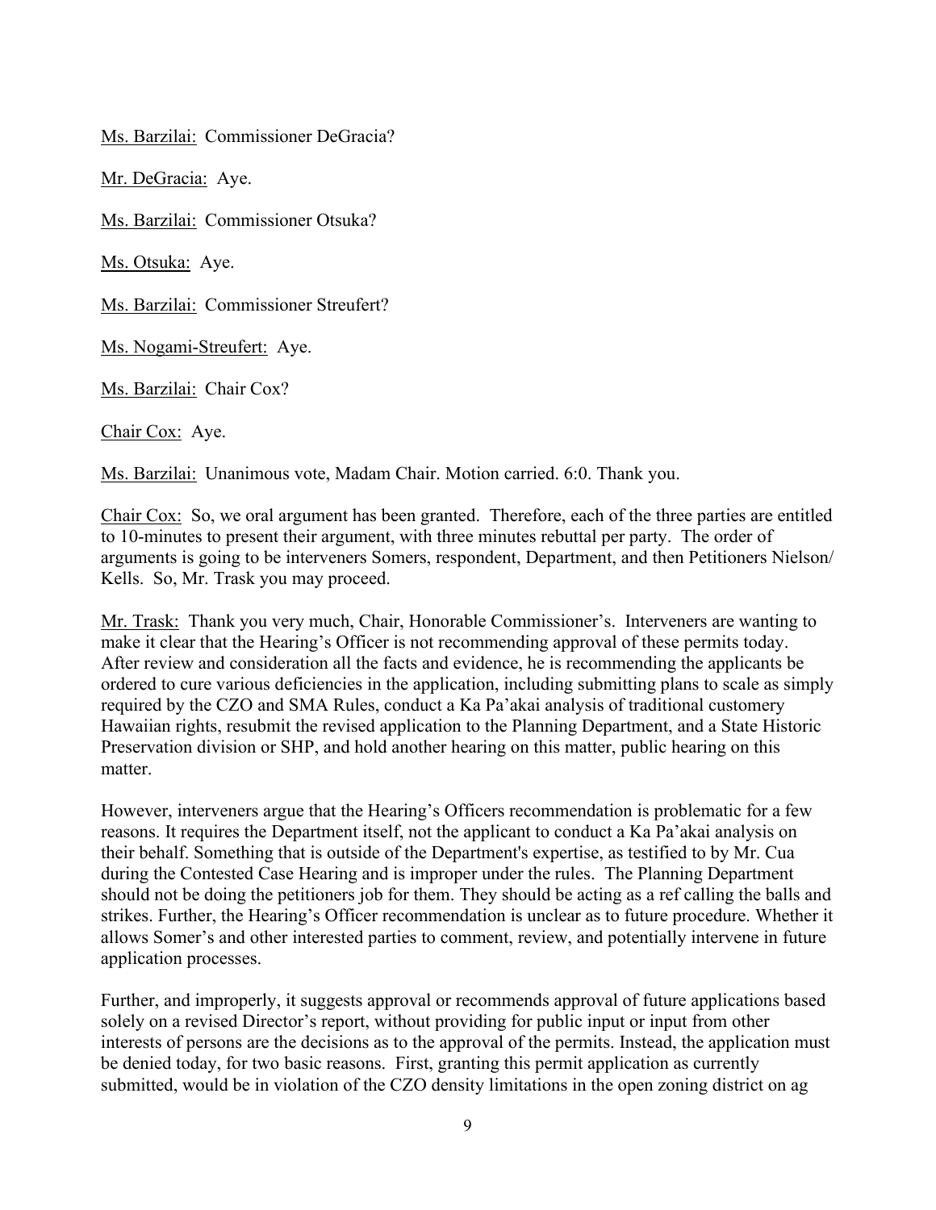Ms. Barzilai: Commissioner DeGracia?

Mr. DeGracia: Aye.

Ms. Barzilai: Commissioner Otsuka?

Ms. Otsuka: Aye.

Ms. Barzilai: Commissioner Streufert?

Ms. Nogami-Streufert: Aye.

Ms. Barzilai: Chair Cox?

Chair Cox: Aye.

Ms. Barzilai: Unanimous vote, Madam Chair. Motion carried. 6:0. Thank you.

Chair Cox: So, we oral argument has been granted. Therefore, each of the three parties are entitled to 10-minutes to present their argument, with three minutes rebuttal per party. The order of arguments is going to be interveners Somers, respondent, Department, and then Petitioners Nielson/ Kells. So, Mr. Trask you may proceed.

Mr. Trask: Thank you very much, Chair, Honorable Commissioner's. Interveners are wanting to make it clear that the Hearing's Officer is not recommending approval of these permits today. After review and consideration all the facts and evidence, he is recommending the applicants be ordered to cure various deficiencies in the application, including submitting plans to scale as simply required by the CZO and SMA Rules, conduct a Ka Pa'akai analysis of traditional customery Hawaiian rights, resubmit the revised application to the Planning Department, and a State Historic Preservation division or SHP, and hold another hearing on this matter, public hearing on this matter.

However, interveners argue that the Hearing's Officers recommendation is problematic for a few reasons. It requires the Department itself, not the applicant to conduct a Ka Pa'akai analysis on their behalf. Something that is outside of the Department's expertise, as testified to by Mr. Cua during the Contested Case Hearing and is improper under the rules. The Planning Department should not be doing the petitioners job for them. They should be acting as a ref calling the balls and strikes. Further, the Hearing's Officer recommendation is unclear as to future procedure. Whether it allows Somer's and other interested parties to comment, review, and potentially intervene in future application processes.

Further, and improperly, it suggests approval or recommends approval of future applications based solely on a revised Director's report, without providing for public input or input from other interests of persons are the decisions as to the approval of the permits. Instead, the application must be denied today, for two basic reasons. First, granting this permit application as currently submitted, would be in violation of the CZO density limitations in the open zoning district on ag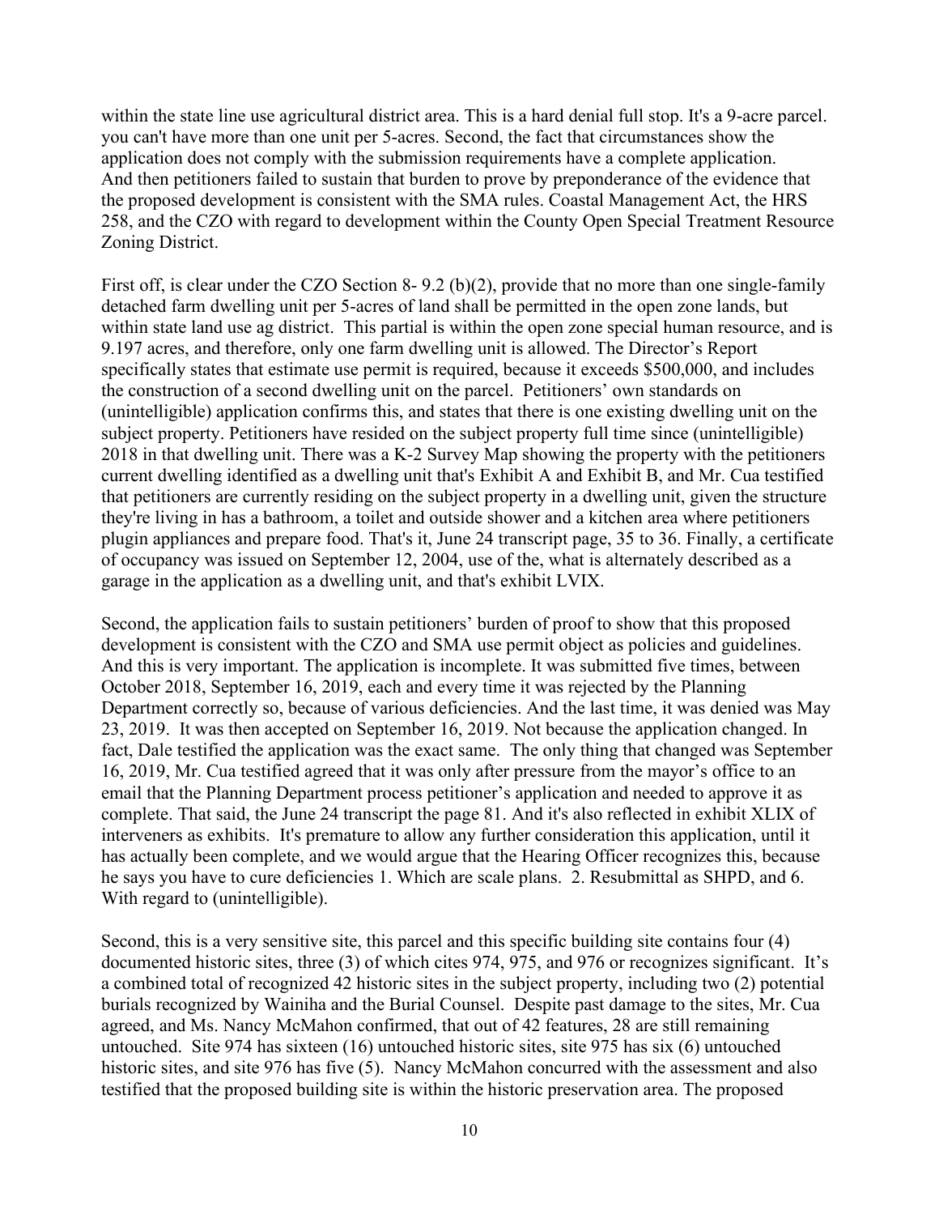within the state line use agricultural district area. This is a hard denial full stop. It's a 9-acre parcel. you can't have more than one unit per 5-acres. Second, the fact that circumstances show the application does not comply with the submission requirements have a complete application. And then petitioners failed to sustain that burden to prove by preponderance of the evidence that the proposed development is consistent with the SMA rules. Coastal Management Act, the HRS 258, and the CZO with regard to development within the County Open Special Treatment Resource Zoning District.

First off, is clear under the CZO Section 8- 9.2 (b)(2), provide that no more than one single-family detached farm dwelling unit per 5-acres of land shall be permitted in the open zone lands, but within state land use ag district. This partial is within the open zone special human resource, and is 9.197 acres, and therefore, only one farm dwelling unit is allowed. The Director's Report specifically states that estimate use permit is required, because it exceeds $500,000, and includes the construction of a second dwelling unit on the parcel. Petitioners' own standards on (unintelligible) application confirms this, and states that there is one existing dwelling unit on the subject property. Petitioners have resided on the subject property full time since (unintelligible) 2018 in that dwelling unit. There was a K-2 Survey Map showing the property with the petitioners current dwelling identified as a dwelling unit that's Exhibit A and Exhibit B, and Mr. Cua testified that petitioners are currently residing on the subject property in a dwelling unit, given the structure they're living in has a bathroom, a toilet and outside shower and a kitchen area where petitioners plugin appliances and prepare food. That's it, June 24 transcript page, 35 to 36. Finally, a certificate of occupancy was issued on September 12, 2004, use of the, what is alternately described as a garage in the application as a dwelling unit, and that's exhibit LVIX.

Second, the application fails to sustain petitioners' burden of proof to show that this proposed development is consistent with the CZO and SMA use permit object as policies and guidelines. And this is very important. The application is incomplete. It was submitted five times, between October 2018, September 16, 2019, each and every time it was rejected by the Planning Department correctly so, because of various deficiencies. And the last time, it was denied was May 23, 2019. It was then accepted on September 16, 2019. Not because the application changed. In fact, Dale testified the application was the exact same. The only thing that changed was September 16, 2019, Mr. Cua testified agreed that it was only after pressure from the mayor's office to an email that the Planning Department process petitioner's application and needed to approve it as complete. That said, the June 24 transcript the page 81. And it's also reflected in exhibit XLIX of interveners as exhibits. It's premature to allow any further consideration this application, until it has actually been complete, and we would argue that the Hearing Officer recognizes this, because he says you have to cure deficiencies 1. Which are scale plans. 2. Resubmittal as SHPD, and 6. With regard to (unintelligible).

Second, this is a very sensitive site, this parcel and this specific building site contains four (4) documented historic sites, three (3) of which cites 974, 975, and 976 or recognizes significant. It's a combined total of recognized 42 historic sites in the subject property, including two (2) potential burials recognized by Wainiha and the Burial Counsel. Despite past damage to the sites, Mr. Cua agreed, and Ms. Nancy McMahon confirmed, that out of 42 features, 28 are still remaining untouched. Site 974 has sixteen (16) untouched historic sites, site 975 has six (6) untouched historic sites, and site 976 has five (5). Nancy McMahon concurred with the assessment and also testified that the proposed building site is within the historic preservation area. The proposed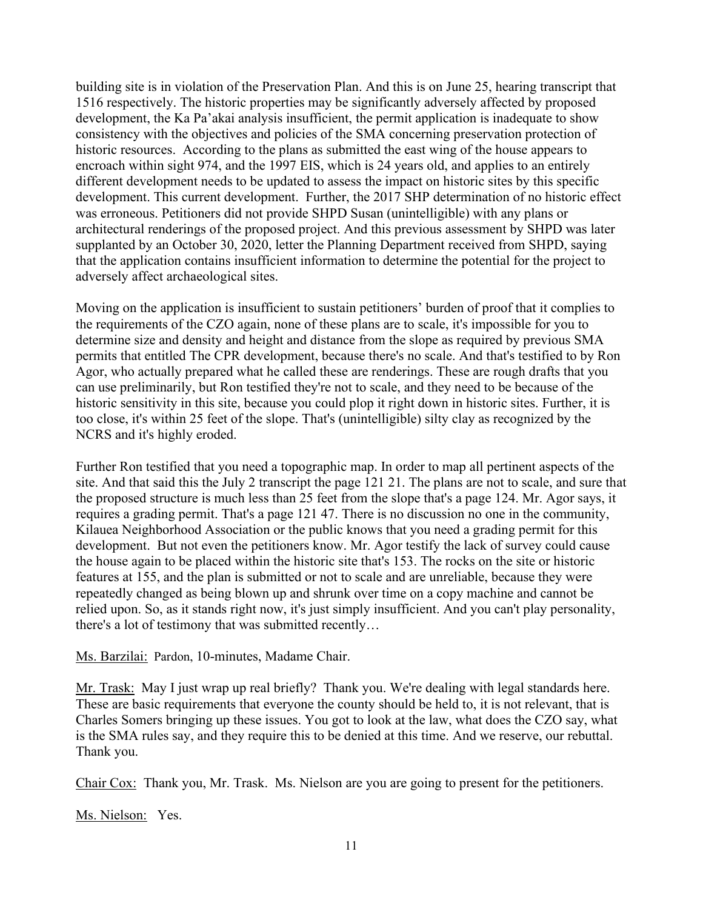building site is in violation of the Preservation Plan. And this is on June 25, hearing transcript that 1516 respectively. The historic properties may be significantly adversely affected by proposed development, the Ka Pa'akai analysis insufficient, the permit application is inadequate to show consistency with the objectives and policies of the SMA concerning preservation protection of historic resources. According to the plans as submitted the east wing of the house appears to encroach within sight 974, and the 1997 EIS, which is 24 years old, and applies to an entirely different development needs to be updated to assess the impact on historic sites by this specific development. This current development. Further, the 2017 SHP determination of no historic effect was erroneous. Petitioners did not provide SHPD Susan (unintelligible) with any plans or architectural renderings of the proposed project. And this previous assessment by SHPD was later supplanted by an October 30, 2020, letter the Planning Department received from SHPD, saying that the application contains insufficient information to determine the potential for the project to adversely affect archaeological sites.

Moving on the application is insufficient to sustain petitioners' burden of proof that it complies to the requirements of the CZO again, none of these plans are to scale, it's impossible for you to determine size and density and height and distance from the slope as required by previous SMA permits that entitled The CPR development, because there's no scale. And that's testified to by Ron Agor, who actually prepared what he called these are renderings. These are rough drafts that you can use preliminarily, but Ron testified they're not to scale, and they need to be because of the historic sensitivity in this site, because you could plop it right down in historic sites. Further, it is too close, it's within 25 feet of the slope. That's (unintelligible) silty clay as recognized by the NCRS and it's highly eroded.

Further Ron testified that you need a topographic map. In order to map all pertinent aspects of the site. And that said this the July 2 transcript the page 121 21. The plans are not to scale, and sure that the proposed structure is much less than 25 feet from the slope that's a page 124. Mr. Agor says, it requires a grading permit. That's a page 121 47. There is no discussion no one in the community, Kilauea Neighborhood Association or the public knows that you need a grading permit for this development. But not even the petitioners know. Mr. Agor testify the lack of survey could cause the house again to be placed within the historic site that's 153. The rocks on the site or historic features at 155, and the plan is submitted or not to scale and are unreliable, because they were repeatedly changed as being blown up and shrunk over time on a copy machine and cannot be relied upon. So, as it stands right now, it's just simply insufficient. And you can't play personality, there's a lot of testimony that was submitted recently…

Ms. Barzilai: Pardon, 10-minutes, Madame Chair.

Mr. Trask: May I just wrap up real briefly? Thank you. We're dealing with legal standards here. These are basic requirements that everyone the county should be held to, it is not relevant, that is Charles Somers bringing up these issues. You got to look at the law, what does the CZO say, what is the SMA rules say, and they require this to be denied at this time. And we reserve, our rebuttal. Thank you.

Chair Cox: Thank you, Mr. Trask. Ms. Nielson are you are going to present for the petitioners.

Ms. Nielson: Yes.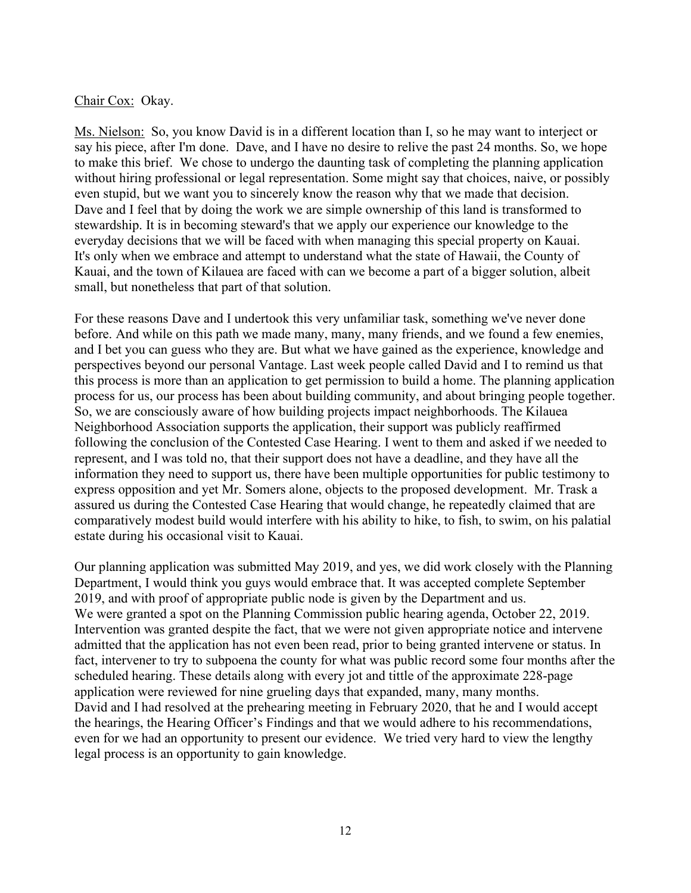Chair Cox: Okay.

Ms. Nielson: So, you know David is in a different location than I, so he may want to interject or say his piece, after I'm done. Dave, and I have no desire to relive the past 24 months. So, we hope to make this brief. We chose to undergo the daunting task of completing the planning application without hiring professional or legal representation. Some might say that choices, naive, or possibly even stupid, but we want you to sincerely know the reason why that we made that decision. Dave and I feel that by doing the work we are simple ownership of this land is transformed to stewardship. It is in becoming steward's that we apply our experience our knowledge to the everyday decisions that we will be faced with when managing this special property on Kauai. It's only when we embrace and attempt to understand what the state of Hawaii, the County of Kauai, and the town of Kilauea are faced with can we become a part of a bigger solution, albeit small, but nonetheless that part of that solution.

For these reasons Dave and I undertook this very unfamiliar task, something we've never done before. And while on this path we made many, many, many friends, and we found a few enemies, and I bet you can guess who they are. But what we have gained as the experience, knowledge and perspectives beyond our personal Vantage. Last week people called David and I to remind us that this process is more than an application to get permission to build a home. The planning application process for us, our process has been about building community, and about bringing people together. So, we are consciously aware of how building projects impact neighborhoods. The Kilauea Neighborhood Association supports the application, their support was publicly reaffirmed following the conclusion of the Contested Case Hearing. I went to them and asked if we needed to represent, and I was told no, that their support does not have a deadline, and they have all the information they need to support us, there have been multiple opportunities for public testimony to express opposition and yet Mr. Somers alone, objects to the proposed development. Mr. Trask a assured us during the Contested Case Hearing that would change, he repeatedly claimed that are comparatively modest build would interfere with his ability to hike, to fish, to swim, on his palatial estate during his occasional visit to Kauai.

Our planning application was submitted May 2019, and yes, we did work closely with the Planning Department, I would think you guys would embrace that. It was accepted complete September 2019, and with proof of appropriate public node is given by the Department and us. We were granted a spot on the Planning Commission public hearing agenda, October 22, 2019. Intervention was granted despite the fact, that we were not given appropriate notice and intervene admitted that the application has not even been read, prior to being granted intervene or status. In fact, intervener to try to subpoena the county for what was public record some four months after the scheduled hearing. These details along with every jot and tittle of the approximate 228-page application were reviewed for nine grueling days that expanded, many, many months. David and I had resolved at the prehearing meeting in February 2020, that he and I would accept the hearings, the Hearing Officer's Findings and that we would adhere to his recommendations, even for we had an opportunity to present our evidence. We tried very hard to view the lengthy legal process is an opportunity to gain knowledge.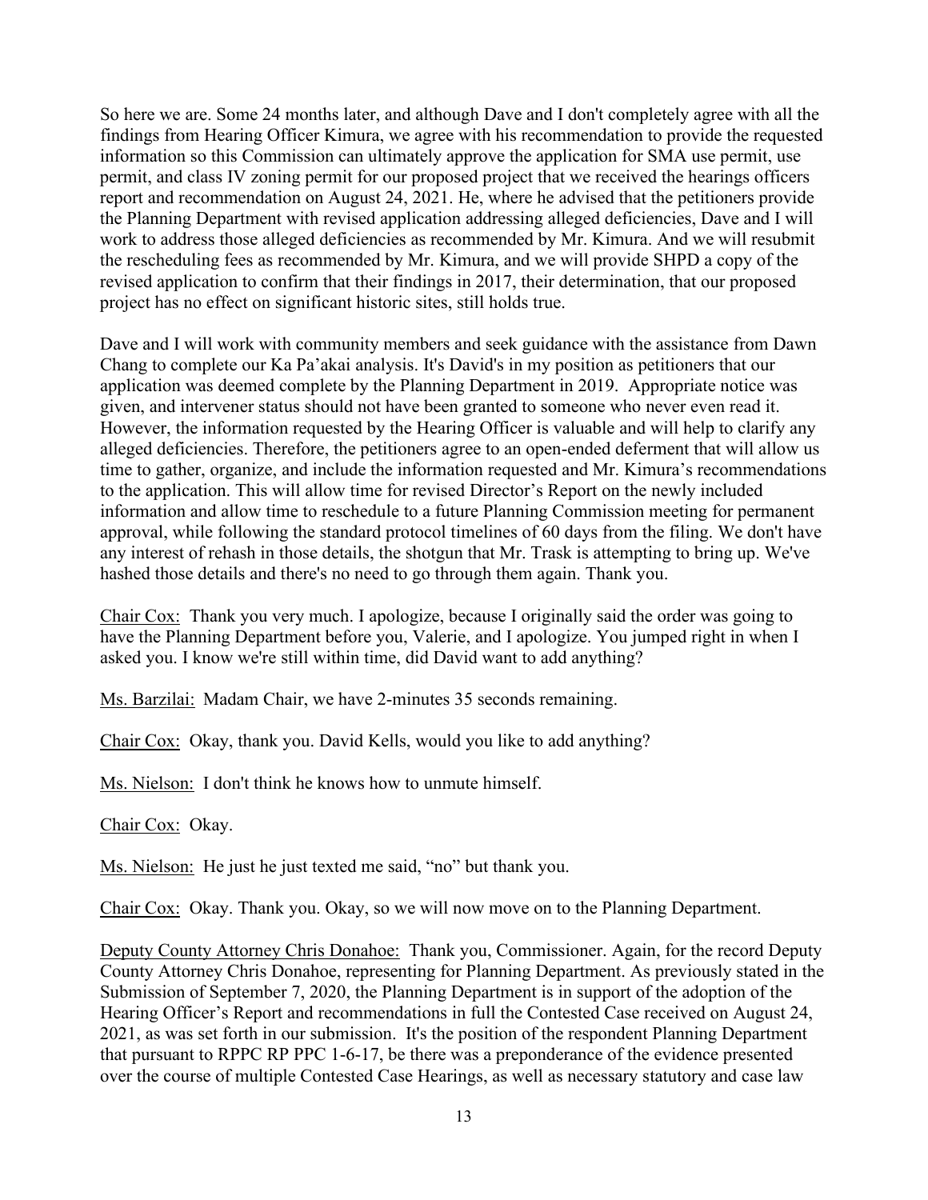So here we are. Some 24 months later, and although Dave and I don't completely agree with all the findings from Hearing Officer Kimura, we agree with his recommendation to provide the requested information so this Commission can ultimately approve the application for SMA use permit, use permit, and class IV zoning permit for our proposed project that we received the hearings officers report and recommendation on August 24, 2021. He, where he advised that the petitioners provide the Planning Department with revised application addressing alleged deficiencies, Dave and I will work to address those alleged deficiencies as recommended by Mr. Kimura. And we will resubmit the rescheduling fees as recommended by Mr. Kimura, and we will provide SHPD a copy of the revised application to confirm that their findings in 2017, their determination, that our proposed project has no effect on significant historic sites, still holds true.

Dave and I will work with community members and seek guidance with the assistance from Dawn Chang to complete our Ka Pa'akai analysis. It's David's in my position as petitioners that our application was deemed complete by the Planning Department in 2019. Appropriate notice was given, and intervener status should not have been granted to someone who never even read it. However, the information requested by the Hearing Officer is valuable and will help to clarify any alleged deficiencies. Therefore, the petitioners agree to an open-ended deferment that will allow us time to gather, organize, and include the information requested and Mr. Kimura's recommendations to the application. This will allow time for revised Director's Report on the newly included information and allow time to reschedule to a future Planning Commission meeting for permanent approval, while following the standard protocol timelines of 60 days from the filing. We don't have any interest of rehash in those details, the shotgun that Mr. Trask is attempting to bring up. We've hashed those details and there's no need to go through them again. Thank you.

<u>Chair Cox:</u> Thank you very much. I apologize, because I originally said the order was going to have the Planning Department before you, Valerie, and I apologize. You jumped right in when I asked you. I know we're still within time, did David want to add anything?

<u>Ms. Barzilai:</u> Madam Chair, we have 2-minutes 35 seconds remaining.

<u>Chair Cox:</u> Okay, thank you. David Kells, would you like to add anything?

<u>Ms. Nielson:</u> I don't think he knows how to unmute himself.

<u>Chair Cox:</u> Okay.

<u>Ms. Nielson:</u> He just he just texted me said, "no" but thank you.

<u>Chair Cox:</u> Okay. Thank you. Okay, so we will now move on to the Planning Department.

<u>Deputy County Attorney Chris Donahoe:</u> Thank you, Commissioner. Again, for the record Deputy County Attorney Chris Donahoe, representing for Planning Department. As previously stated in the Submission of September 7, 2020, the Planning Department is in support of the adoption of the Hearing Officer's Report and recommendations in full the Contested Case received on August 24, 2021, as was set forth in our submission. It's the position of the respondent Planning Department that pursuant to RPPC RP PPC 1-6-17, be there was a preponderance of the evidence presented over the course of multiple Contested Case Hearings, as well as necessary statutory and case law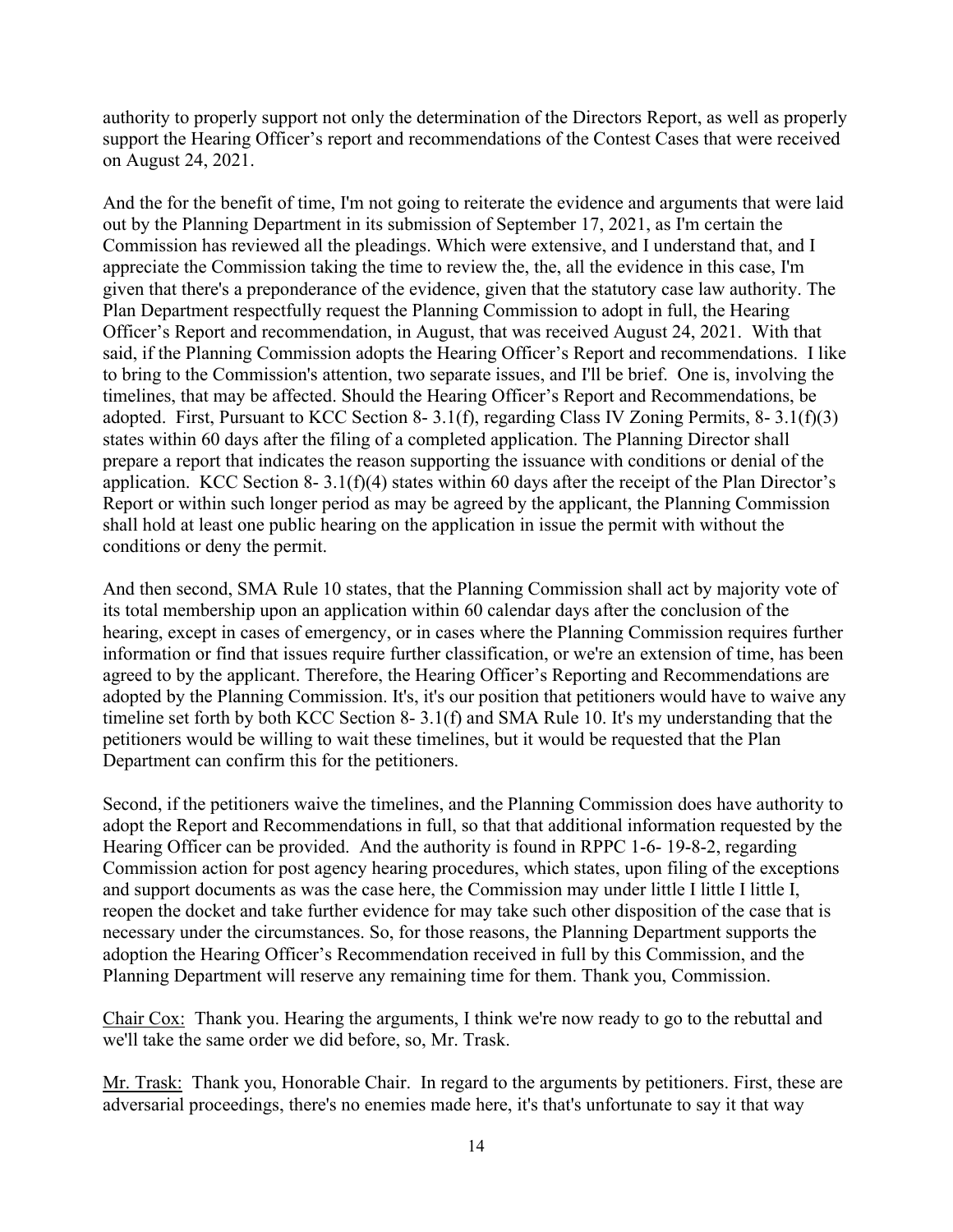authority to properly support not only the determination of the Directors Report, as well as properly support the Hearing Officer's report and recommendations of the Contest Cases that were received on August 24, 2021.

And the for the benefit of time, I'm not going to reiterate the evidence and arguments that were laid out by the Planning Department in its submission of September 17, 2021, as I'm certain the Commission has reviewed all the pleadings. Which were extensive, and I understand that, and I appreciate the Commission taking the time to review the, the, all the evidence in this case, I'm given that there's a preponderance of the evidence, given that the statutory case law authority. The Plan Department respectfully request the Planning Commission to adopt in full, the Hearing Officer's Report and recommendation, in August, that was received August 24, 2021. With that said, if the Planning Commission adopts the Hearing Officer's Report and recommendations. I like to bring to the Commission's attention, two separate issues, and I'll be brief. One is, involving the timelines, that may be affected. Should the Hearing Officer's Report and Recommendations, be adopted. First, Pursuant to KCC Section 8- 3.1(f), regarding Class IV Zoning Permits, 8- 3.1(f)(3) states within 60 days after the filing of a completed application. The Planning Director shall prepare a report that indicates the reason supporting the issuance with conditions or denial of the application. KCC Section 8- 3.1(f)(4) states within 60 days after the receipt of the Plan Director's Report or within such longer period as may be agreed by the applicant, the Planning Commission shall hold at least one public hearing on the application in issue the permit with without the conditions or deny the permit.

And then second, SMA Rule 10 states, that the Planning Commission shall act by majority vote of its total membership upon an application within 60 calendar days after the conclusion of the hearing, except in cases of emergency, or in cases where the Planning Commission requires further information or find that issues require further classification, or we're an extension of time, has been agreed to by the applicant. Therefore, the Hearing Officer's Reporting and Recommendations are adopted by the Planning Commission. It's, it's our position that petitioners would have to waive any timeline set forth by both KCC Section 8- 3.1(f) and SMA Rule 10. It's my understanding that the petitioners would be willing to wait these timelines, but it would be requested that the Plan Department can confirm this for the petitioners.

Second, if the petitioners waive the timelines, and the Planning Commission does have authority to adopt the Report and Recommendations in full, so that that additional information requested by the Hearing Officer can be provided. And the authority is found in RPPC 1-6- 19-8-2, regarding Commission action for post agency hearing procedures, which states, upon filing of the exceptions and support documents as was the case here, the Commission may under little I little I little I, reopen the docket and take further evidence for may take such other disposition of the case that is necessary under the circumstances. So, for those reasons, the Planning Department supports the adoption the Hearing Officer's Recommendation received in full by this Commission, and the Planning Department will reserve any remaining time for them. Thank you, Commission.

Chair Cox: Thank you. Hearing the arguments, I think we're now ready to go to the rebuttal and we'll take the same order we did before, so, Mr. Trask.

Mr. Trask: Thank you, Honorable Chair. In regard to the arguments by petitioners. First, these are adversarial proceedings, there's no enemies made here, it's that's unfortunate to say it that way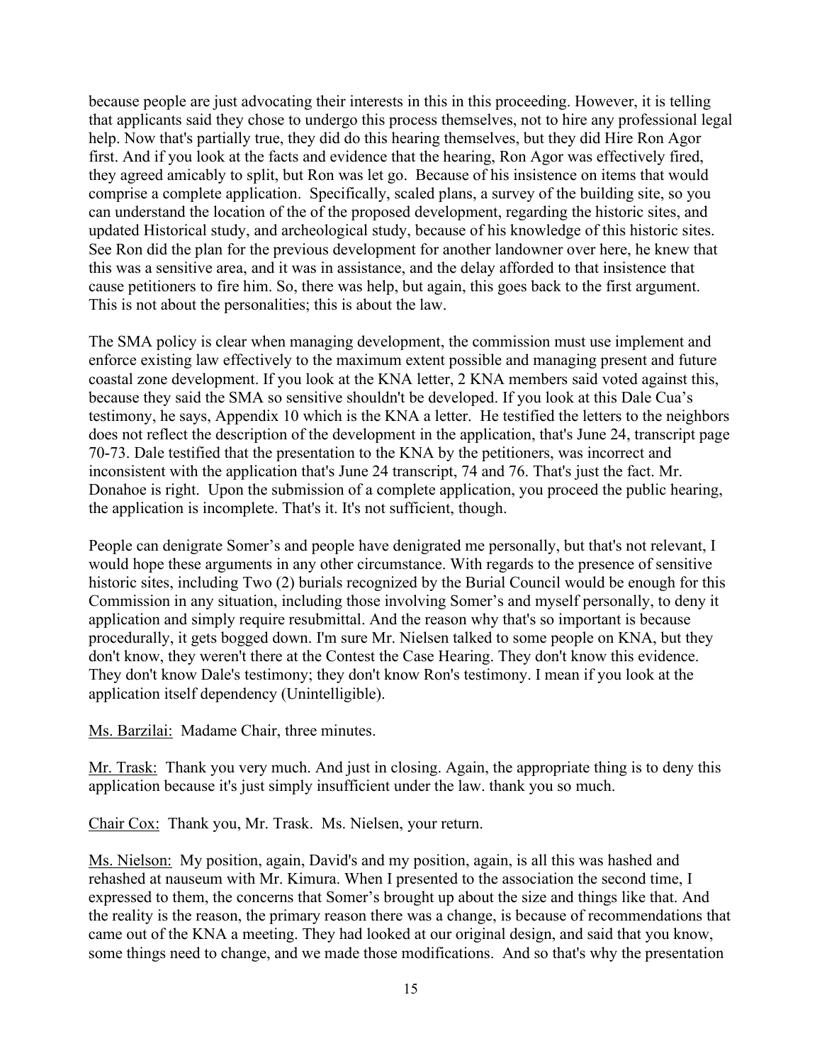because people are just advocating their interests in this in this proceeding. However, it is telling that applicants said they chose to undergo this process themselves, not to hire any professional legal help. Now that's partially true, they did do this hearing themselves, but they did Hire Ron Agor first. And if you look at the facts and evidence that the hearing, Ron Agor was effectively fired, they agreed amicably to split, but Ron was let go. Because of his insistence on items that would comprise a complete application. Specifically, scaled plans, a survey of the building site, so you can understand the location of the of the proposed development, regarding the historic sites, and updated Historical study, and archeological study, because of his knowledge of this historic sites. See Ron did the plan for the previous development for another landowner over here, he knew that this was a sensitive area, and it was in assistance, and the delay afforded to that insistence that cause petitioners to fire him. So, there was help, but again, this goes back to the first argument. This is not about the personalities; this is about the law.

The SMA policy is clear when managing development, the commission must use implement and enforce existing law effectively to the maximum extent possible and managing present and future coastal zone development. If you look at the KNA letter, 2 KNA members said voted against this, because they said the SMA so sensitive shouldn't be developed. If you look at this Dale Cua's testimony, he says, Appendix 10 which is the KNA a letter. He testified the letters to the neighbors does not reflect the description of the development in the application, that's June 24, transcript page 70-73. Dale testified that the presentation to the KNA by the petitioners, was incorrect and inconsistent with the application that's June 24 transcript, 74 and 76. That's just the fact. Mr. Donahoe is right. Upon the submission of a complete application, you proceed the public hearing, the application is incomplete. That's it. It's not sufficient, though.

People can denigrate Somer's and people have denigrated me personally, but that's not relevant, I would hope these arguments in any other circumstance. With regards to the presence of sensitive historic sites, including Two (2) burials recognized by the Burial Council would be enough for this Commission in any situation, including those involving Somer's and myself personally, to deny it application and simply require resubmittal. And the reason why that's so important is because procedurally, it gets bogged down. I'm sure Mr. Nielsen talked to some people on KNA, but they don't know, they weren't there at the Contest the Case Hearing. They don't know this evidence. They don't know Dale's testimony; they don't know Ron's testimony. I mean if you look at the application itself dependency (Unintelligible).

<u>Ms. Barzilai:</u> Madame Chair, three minutes.

<u>Mr. Trask:</u> Thank you very much. And just in closing. Again, the appropriate thing is to deny this application because it's just simply insufficient under the law. thank you so much.

<u>Chair Cox:</u> Thank you, Mr. Trask. Ms. Nielsen, your return.

<u>Ms. Nielson:</u> My position, again, David's and my position, again, is all this was hashed and rehashed at nauseum with Mr. Kimura. When I presented to the association the second time, I expressed to them, the concerns that Somer's brought up about the size and things like that. And the reality is the reason, the primary reason there was a change, is because of recommendations that came out of the KNA a meeting. They had looked at our original design, and said that you know, some things need to change, and we made those modifications. And so that's why the presentation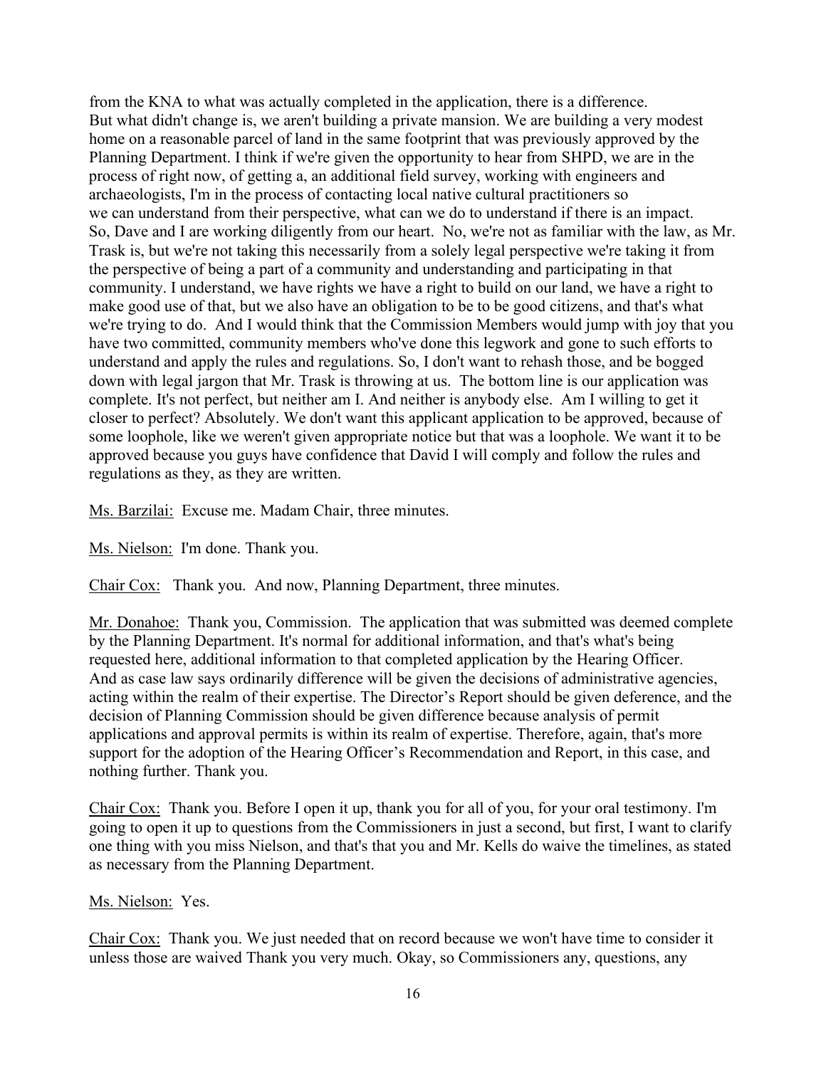from the KNA to what was actually completed in the application, there is a difference. But what didn't change is, we aren't building a private mansion. We are building a very modest home on a reasonable parcel of land in the same footprint that was previously approved by the Planning Department. I think if we're given the opportunity to hear from SHPD, we are in the process of right now, of getting a, an additional field survey, working with engineers and archaeologists, I'm in the process of contacting local native cultural practitioners so we can understand from their perspective, what can we do to understand if there is an impact. So, Dave and I are working diligently from our heart. No, we're not as familiar with the law, as Mr. Trask is, but we're not taking this necessarily from a solely legal perspective we're taking it from the perspective of being a part of a community and understanding and participating in that community. I understand, we have rights we have a right to build on our land, we have a right to make good use of that, but we also have an obligation to be to be good citizens, and that's what we're trying to do. And I would think that the Commission Members would jump with joy that you have two committed, community members who've done this legwork and gone to such efforts to understand and apply the rules and regulations. So, I don't want to rehash those, and be bogged down with legal jargon that Mr. Trask is throwing at us. The bottom line is our application was complete. It's not perfect, but neither am I. And neither is anybody else. Am I willing to get it closer to perfect? Absolutely. We don't want this applicant application to be approved, because of some loophole, like we weren't given appropriate notice but that was a loophole. We want it to be approved because you guys have confidence that David I will comply and follow the rules and regulations as they, as they are written.

<u>Ms. Barzilai:</u> Excuse me. Madam Chair, three minutes.

<u>Ms. Nielson:</u> I'm done. Thank you.

<u>Chair Cox:</u> Thank you. And now, Planning Department, three minutes.

<u>Mr. Donahoe:</u> Thank you, Commission. The application that was submitted was deemed complete by the Planning Department. It's normal for additional information, and that's what's being requested here, additional information to that completed application by the Hearing Officer. And as case law says ordinarily difference will be given the decisions of administrative agencies, acting within the realm of their expertise. The Director's Report should be given deference, and the decision of Planning Commission should be given difference because analysis of permit applications and approval permits is within its realm of expertise. Therefore, again, that's more support for the adoption of the Hearing Officer's Recommendation and Report, in this case, and nothing further. Thank you.

<u>Chair Cox:</u> Thank you. Before I open it up, thank you for all of you, for your oral testimony. I'm going to open it up to questions from the Commissioners in just a second, but first, I want to clarify one thing with you miss Nielson, and that's that you and Mr. Kells do waive the timelines, as stated as necessary from the Planning Department.

<u>Ms. Nielson:</u> Yes.

<u>Chair Cox:</u> Thank you. We just needed that on record because we won't have time to consider it unless those are waived Thank you very much. Okay, so Commissioners any, questions, any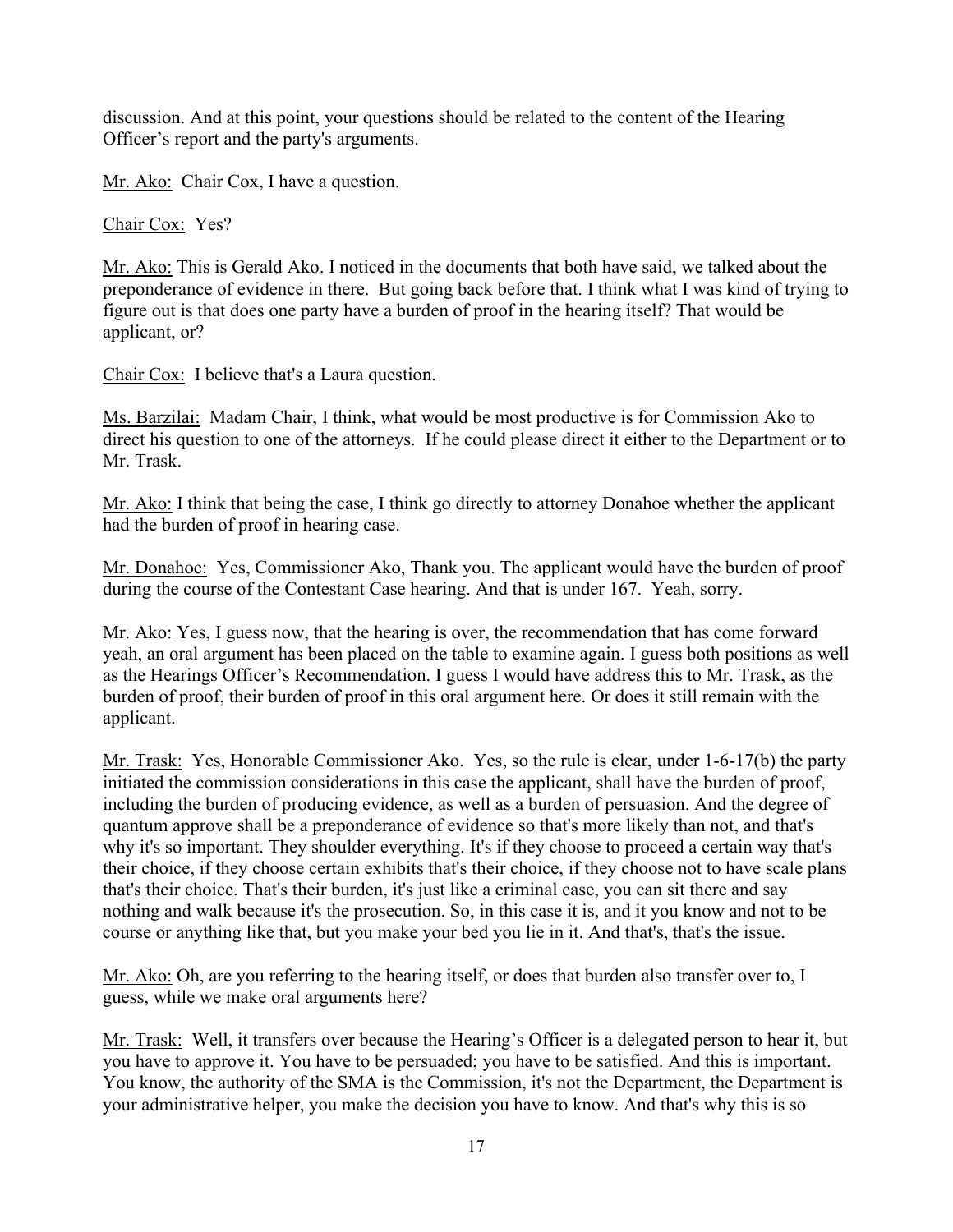discussion. And at this point, your questions should be related to the content of the Hearing Officer's report and the party's arguments.

Mr. Ako: Chair Cox, I have a question.

Chair Cox: Yes?

Mr. Ako: This is Gerald Ako. I noticed in the documents that both have said, we talked about the preponderance of evidence in there. But going back before that. I think what I was kind of trying to figure out is that does one party have a burden of proof in the hearing itself? That would be applicant, or?

Chair Cox: I believe that's a Laura question.

Ms. Barzilai: Madam Chair, I think, what would be most productive is for Commission Ako to direct his question to one of the attorneys. If he could please direct it either to the Department or to Mr. Trask.

Mr. Ako: I think that being the case, I think go directly to attorney Donahoe whether the applicant had the burden of proof in hearing case.

Mr. Donahoe: Yes, Commissioner Ako, Thank you. The applicant would have the burden of proof during the course of the Contestant Case hearing. And that is under 167. Yeah, sorry.

Mr. Ako: Yes, I guess now, that the hearing is over, the recommendation that has come forward yeah, an oral argument has been placed on the table to examine again. I guess both positions as well as the Hearings Officer's Recommendation. I guess I would have address this to Mr. Trask, as the burden of proof, their burden of proof in this oral argument here. Or does it still remain with the applicant.

Mr. Trask: Yes, Honorable Commissioner Ako. Yes, so the rule is clear, under 1-6-17(b) the party initiated the commission considerations in this case the applicant, shall have the burden of proof, including the burden of producing evidence, as well as a burden of persuasion. And the degree of quantum approve shall be a preponderance of evidence so that's more likely than not, and that's why it's so important. They shoulder everything. It's if they choose to proceed a certain way that's their choice, if they choose certain exhibits that's their choice, if they choose not to have scale plans that's their choice. That's their burden, it's just like a criminal case, you can sit there and say nothing and walk because it's the prosecution. So, in this case it is, and it you know and not to be course or anything like that, but you make your bed you lie in it. And that's, that's the issue.

Mr. Ako: Oh, are you referring to the hearing itself, or does that burden also transfer over to, I guess, while we make oral arguments here?

Mr. Trask: Well, it transfers over because the Hearing's Officer is a delegated person to hear it, but you have to approve it. You have to be persuaded; you have to be satisfied. And this is important. You know, the authority of the SMA is the Commission, it's not the Department, the Department is your administrative helper, you make the decision you have to know. And that's why this is so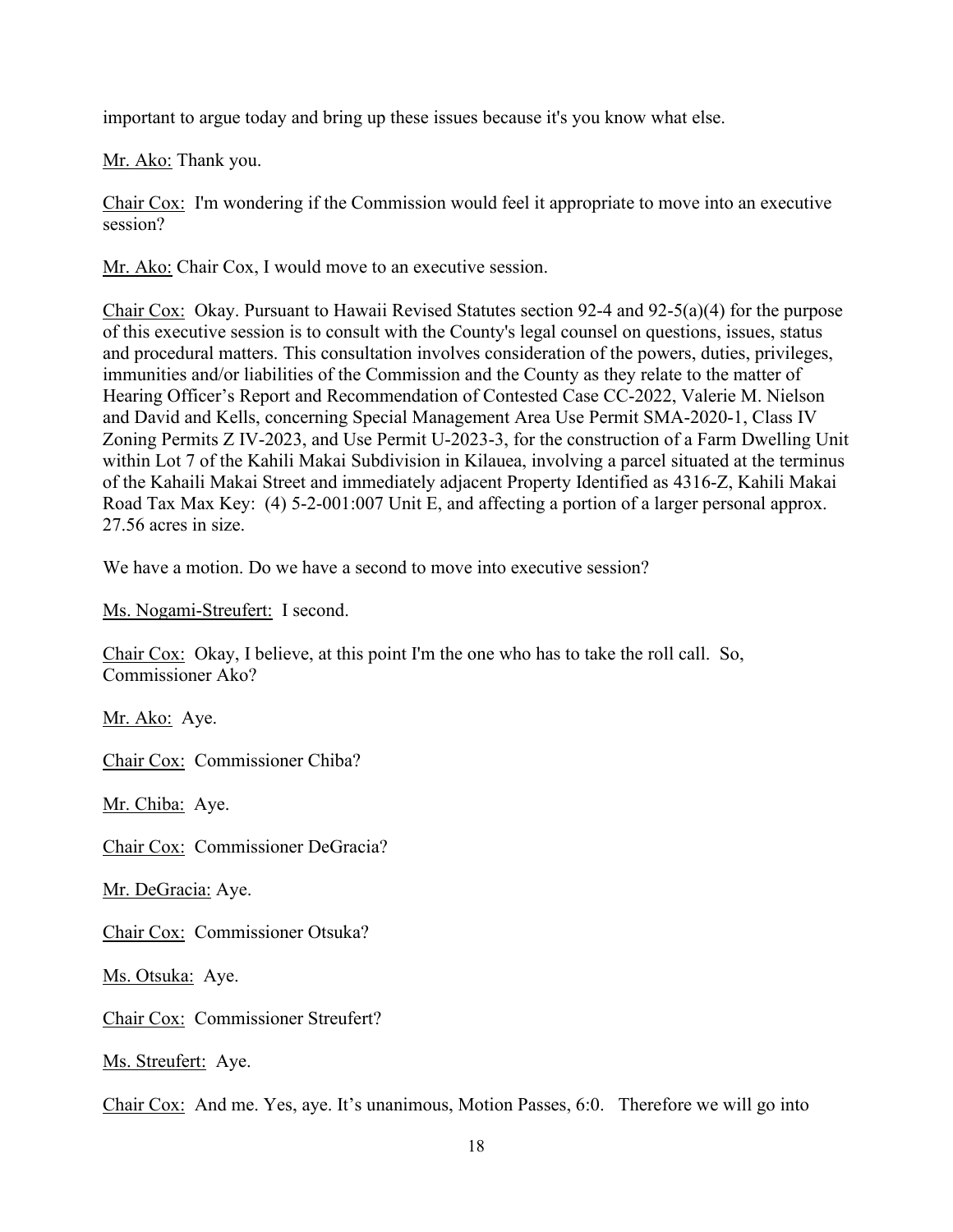important to argue today and bring up these issues because it's you know what else.

Mr. Ako: Thank you.

Chair Cox: I'm wondering if the Commission would feel it appropriate to move into an executive session?

Mr. Ako: Chair Cox, I would move to an executive session.

Chair Cox: Okay. Pursuant to Hawaii Revised Statutes section 92-4 and 92-5(a)(4) for the purpose of this executive session is to consult with the County's legal counsel on questions, issues, status and procedural matters. This consultation involves consideration of the powers, duties, privileges, immunities and/or liabilities of the Commission and the County as they relate to the matter of Hearing Officer's Report and Recommendation of Contested Case CC-2022, Valerie M. Nielson and David and Kells, concerning Special Management Area Use Permit SMA-2020-1, Class IV Zoning Permits Z IV-2023, and Use Permit U-2023-3, for the construction of a Farm Dwelling Unit within Lot 7 of the Kahili Makai Subdivision in Kilauea, involving a parcel situated at the terminus of the Kahaili Makai Street and immediately adjacent Property Identified as 4316-Z, Kahili Makai Road Tax Max Key: (4) 5-2-001:007 Unit E, and affecting a portion of a larger personal approx. 27.56 acres in size.

We have a motion. Do we have a second to move into executive session?

Ms. Nogami-Streufert: I second.

Chair Cox: Okay, I believe, at this point I'm the one who has to take the roll call. So, Commissioner Ako?

Mr. Ako: Aye.

Chair Cox: Commissioner Chiba?

Mr. Chiba: Aye.

Chair Cox: Commissioner DeGracia?

Mr. DeGracia: Aye.

Chair Cox: Commissioner Otsuka?

Ms. Otsuka: Aye.

Chair Cox: Commissioner Streufert?

Ms. Streufert: Aye.

Chair Cox: And me. Yes, aye. It's unanimous, Motion Passes, 6:0. Therefore we will go into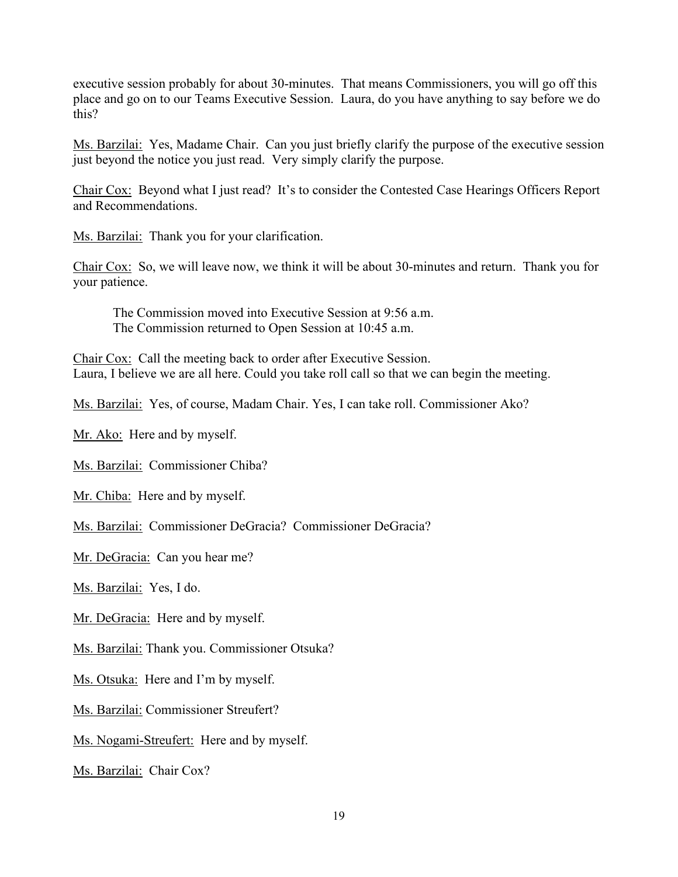executive session probably for about 30-minutes. That means Commissioners, you will go off this place and go on to our Teams Executive Session. Laura, do you have anything to say before we do this?

Ms. Barzilai: Yes, Madame Chair. Can you just briefly clarify the purpose of the executive session just beyond the notice you just read. Very simply clarify the purpose.

Chair Cox: Beyond what I just read? It's to consider the Contested Case Hearings Officers Report and Recommendations.

Ms. Barzilai: Thank you for your clarification.

Chair Cox: So, we will leave now, we think it will be about 30-minutes and return. Thank you for your patience.

> The Commission moved into Executive Session at 9:56 a.m.
> The Commission returned to Open Session at 10:45 a.m.

Chair Cox: Call the meeting back to order after Executive Session.
Laura, I believe we are all here. Could you take roll call so that we can begin the meeting.

Ms. Barzilai: Yes, of course, Madam Chair. Yes, I can take roll. Commissioner Ako?

Mr. Ako: Here and by myself.

Ms. Barzilai: Commissioner Chiba?

Mr. Chiba: Here and by myself.

Ms. Barzilai: Commissioner DeGracia? Commissioner DeGracia?

Mr. DeGracia: Can you hear me?

Ms. Barzilai: Yes, I do.

Mr. DeGracia: Here and by myself.

Ms. Barzilai: Thank you. Commissioner Otsuka?

Ms. Otsuka: Here and I'm by myself.

Ms. Barzilai: Commissioner Streufert?

Ms. Nogami-Streufert: Here and by myself.

Ms. Barzilai: Chair Cox?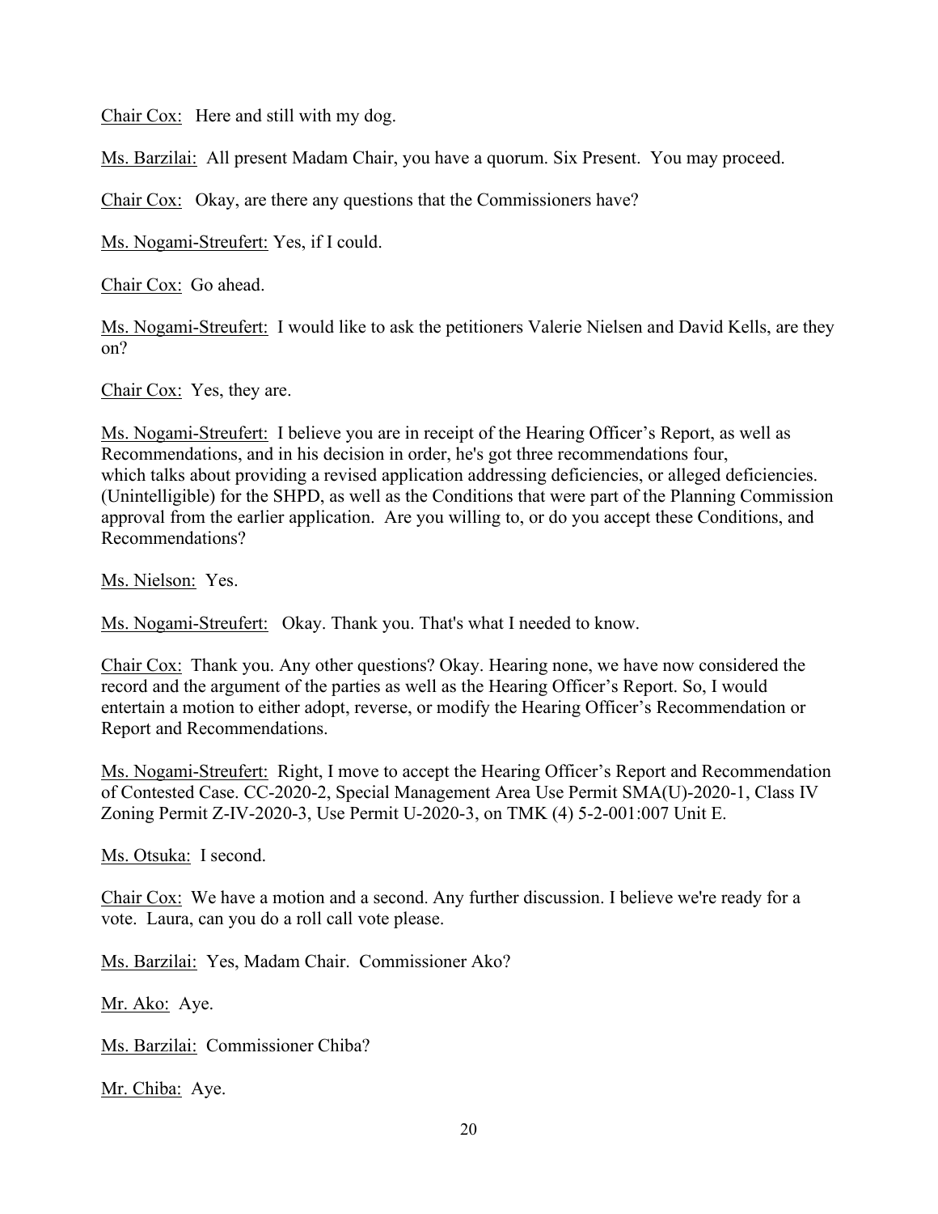Chair Cox: Here and still with my dog.

Ms. Barzilai: All present Madam Chair, you have a quorum. Six Present. You may proceed.

Chair Cox: Okay, are there any questions that the Commissioners have?

Ms. Nogami-Streufert: Yes, if I could.

Chair Cox: Go ahead.

Ms. Nogami-Streufert: I would like to ask the petitioners Valerie Nielsen and David Kells, are they on?

Chair Cox: Yes, they are.

Ms. Nogami-Streufert: I believe you are in receipt of the Hearing Officer's Report, as well as Recommendations, and in his decision in order, he's got three recommendations four, which talks about providing a revised application addressing deficiencies, or alleged deficiencies. (Unintelligible) for the SHPD, as well as the Conditions that were part of the Planning Commission approval from the earlier application. Are you willing to, or do you accept these Conditions, and Recommendations?

Ms. Nielson: Yes.

Ms. Nogami-Streufert: Okay. Thank you. That's what I needed to know.

Chair Cox: Thank you. Any other questions? Okay. Hearing none, we have now considered the record and the argument of the parties as well as the Hearing Officer's Report. So, I would entertain a motion to either adopt, reverse, or modify the Hearing Officer's Recommendation or Report and Recommendations.

Ms. Nogami-Streufert: Right, I move to accept the Hearing Officer's Report and Recommendation of Contested Case. CC-2020-2, Special Management Area Use Permit SMA(U)-2020-1, Class IV Zoning Permit Z-IV-2020-3, Use Permit U-2020-3, on TMK (4) 5-2-001:007 Unit E.

Ms. Otsuka: I second.

Chair Cox: We have a motion and a second. Any further discussion. I believe we're ready for a vote. Laura, can you do a roll call vote please.

Ms. Barzilai: Yes, Madam Chair. Commissioner Ako?

Mr. Ako: Aye.

Ms. Barzilai: Commissioner Chiba?

Mr. Chiba: Aye.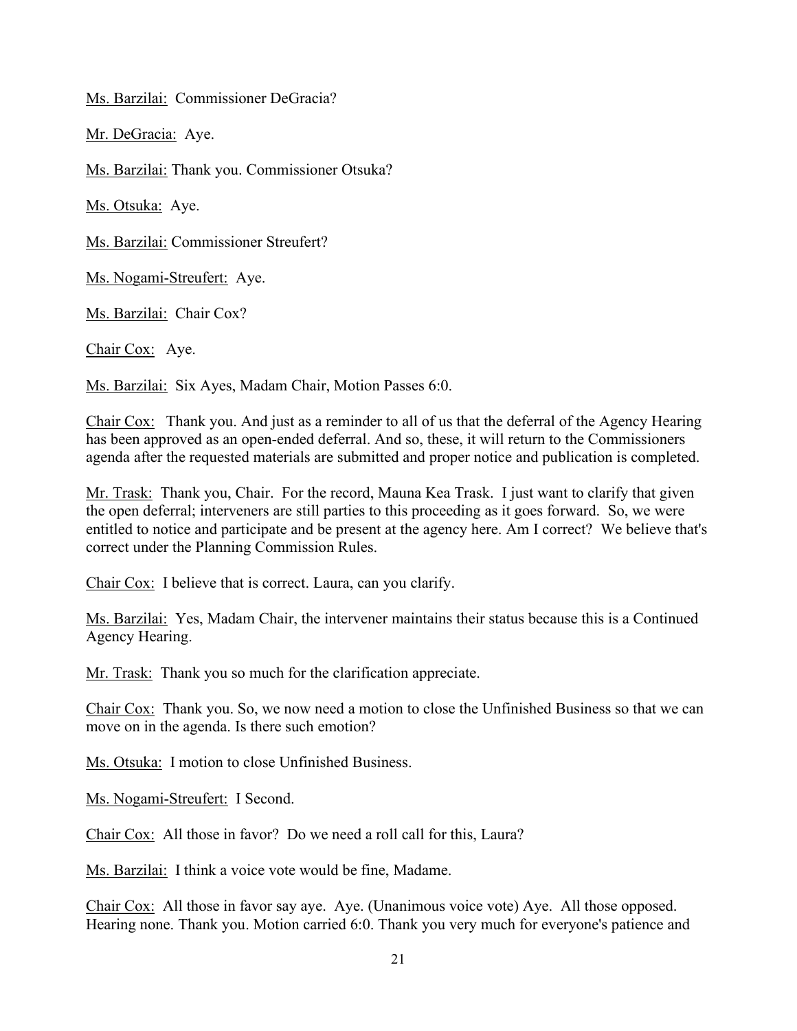Ms. Barzilai: Commissioner DeGracia?

Mr. DeGracia: Aye.

Ms. Barzilai: Thank you. Commissioner Otsuka?

Ms. Otsuka: Aye.

Ms. Barzilai: Commissioner Streufert?

Ms. Nogami-Streufert: Aye.

Ms. Barzilai: Chair Cox?

Chair Cox: Aye.

Ms. Barzilai: Six Ayes, Madam Chair, Motion Passes 6:0.

Chair Cox: Thank you. And just as a reminder to all of us that the deferral of the Agency Hearing has been approved as an open-ended deferral. And so, these, it will return to the Commissioners agenda after the requested materials are submitted and proper notice and publication is completed.

Mr. Trask: Thank you, Chair. For the record, Mauna Kea Trask. I just want to clarify that given the open deferral; interveners are still parties to this proceeding as it goes forward. So, we were entitled to notice and participate and be present at the agency here. Am I correct? We believe that's correct under the Planning Commission Rules.

Chair Cox: I believe that is correct. Laura, can you clarify.

Ms. Barzilai: Yes, Madam Chair, the intervener maintains their status because this is a Continued Agency Hearing.

Mr. Trask: Thank you so much for the clarification appreciate.

Chair Cox: Thank you. So, we now need a motion to close the Unfinished Business so that we can move on in the agenda. Is there such emotion?

Ms. Otsuka: I motion to close Unfinished Business.

Ms. Nogami-Streufert: I Second.

Chair Cox: All those in favor? Do we need a roll call for this, Laura?

Ms. Barzilai: I think a voice vote would be fine, Madame.

Chair Cox: All those in favor say aye. Aye. (Unanimous voice vote) Aye. All those opposed. Hearing none. Thank you. Motion carried 6:0. Thank you very much for everyone's patience and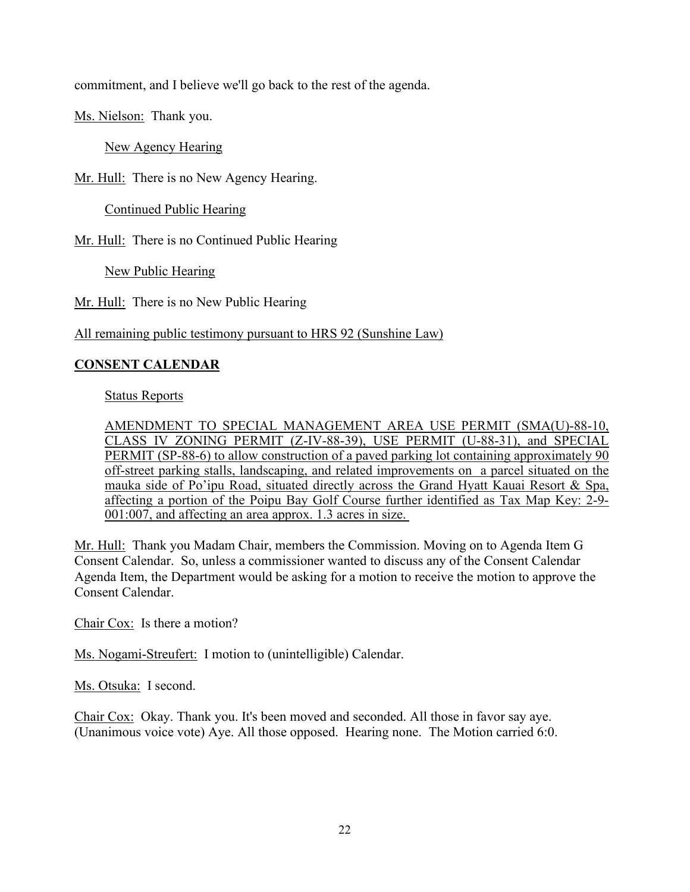commitment, and I believe we'll go back to the rest of the agenda.

Ms. Nielson: Thank you.

New Agency Hearing

Mr. Hull: There is no New Agency Hearing.

Continued Public Hearing

Mr. Hull: There is no Continued Public Hearing

New Public Hearing

Mr. Hull: There is no New Public Hearing

All remaining public testimony pursuant to HRS 92 (Sunshine Law)

**CONSENT CALENDAR**

Status Reports

AMENDMENT TO SPECIAL MANAGEMENT AREA USE PERMIT (SMA(U)-88-10, CLASS IV ZONING PERMIT (Z-IV-88-39), USE PERMIT (U-88-31), and SPECIAL PERMIT (SP-88-6) to allow construction of a paved parking lot containing approximately 90 off-street parking stalls, landscaping, and related improvements on a parcel situated on the mauka side of Po'ipu Road, situated directly across the Grand Hyatt Kauai Resort & Spa, affecting a portion of the Poipu Bay Golf Course further identified as Tax Map Key: 2-9-001:007, and affecting an area approx. 1.3 acres in size.

Mr. Hull: Thank you Madam Chair, members the Commission. Moving on to Agenda Item G Consent Calendar. So, unless a commissioner wanted to discuss any of the Consent Calendar Agenda Item, the Department would be asking for a motion to receive the motion to approve the Consent Calendar.

Chair Cox: Is there a motion?

Ms. Nogami-Streufert: I motion to (unintelligible) Calendar.

Ms. Otsuka: I second.

Chair Cox: Okay. Thank you. It's been moved and seconded. All those in favor say aye. (Unanimous voice vote) Aye. All those opposed. Hearing none. The Motion carried 6:0.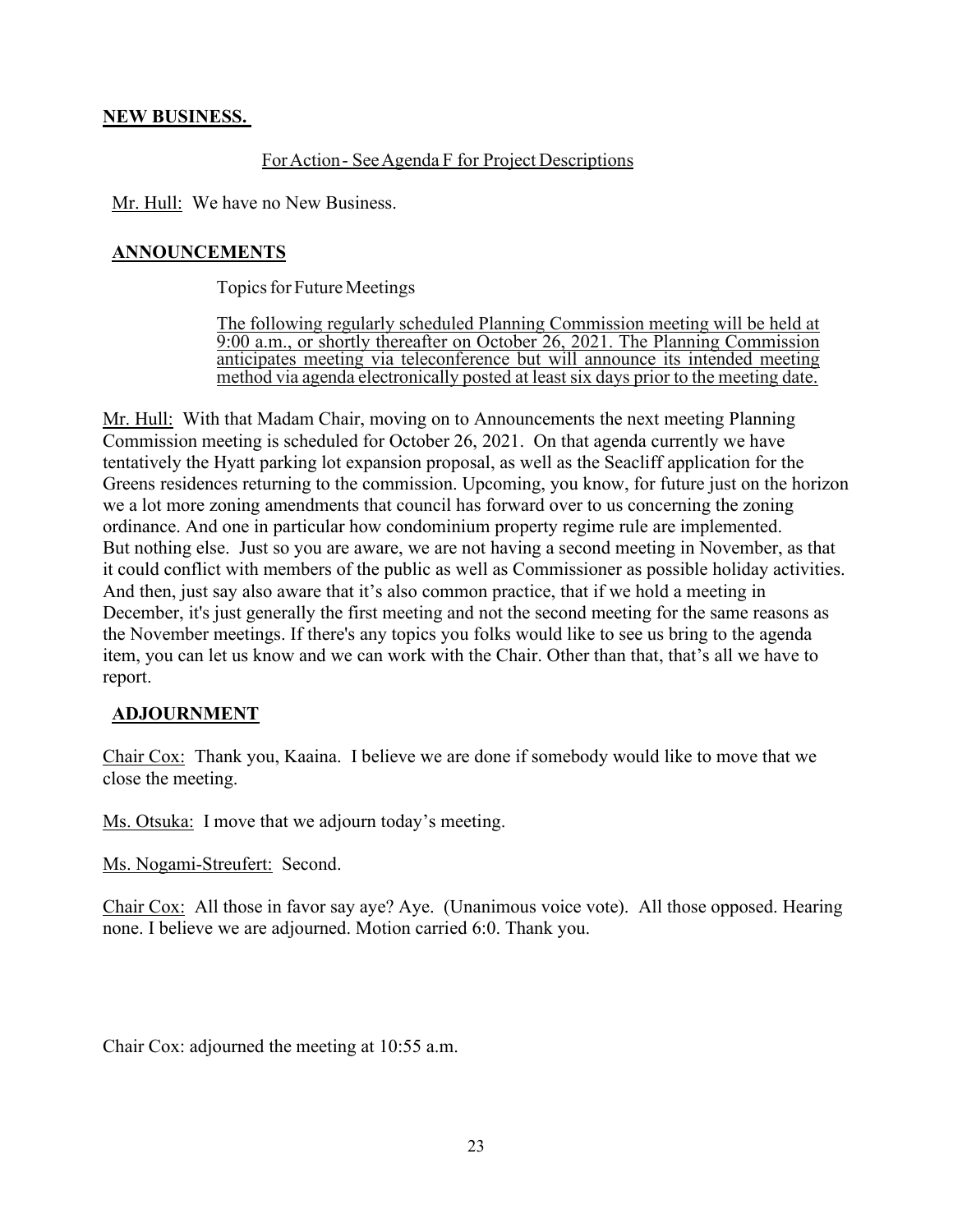## **NEW BUSINESS.**

For Action - See Agenda F for Project Descriptions

Mr. Hull: We have no New Business.

## **ANNOUNCEMENTS**

Topics for Future Meetings

The following regularly scheduled Planning Commission meeting will be held at 9:00 a.m., or shortly thereafter on October 26, 2021. The Planning Commission anticipates meeting via teleconference but will announce its intended meeting method via agenda electronically posted at least six days prior to the meeting date.

Mr. Hull: With that Madam Chair, moving on to Announcements the next meeting Planning Commission meeting is scheduled for October 26, 2021. On that agenda currently we have tentatively the Hyatt parking lot expansion proposal, as well as the Seacliff application for the Greens residences returning to the commission. Upcoming, you know, for future just on the horizon we a lot more zoning amendments that council has forward over to us concerning the zoning ordinance. And one in particular how condominium property regime rule are implemented. But nothing else. Just so you are aware, we are not having a second meeting in November, as that it could conflict with members of the public as well as Commissioner as possible holiday activities. And then, just say also aware that it's also common practice, that if we hold a meeting in December, it's just generally the first meeting and not the second meeting for the same reasons as the November meetings. If there's any topics you folks would like to see us bring to the agenda item, you can let us know and we can work with the Chair. Other than that, that's all we have to report.

## **ADJOURNMENT**

Chair Cox: Thank you, Kaaina. I believe we are done if somebody would like to move that we close the meeting.

Ms. Otsuka: I move that we adjourn today's meeting.

Ms. Nogami-Streufert: Second.

Chair Cox: All those in favor say aye? Aye. (Unanimous voice vote). All those opposed. Hearing none. I believe we are adjourned. Motion carried 6:0. Thank you.

Chair Cox: adjourned the meeting at 10:55 a.m.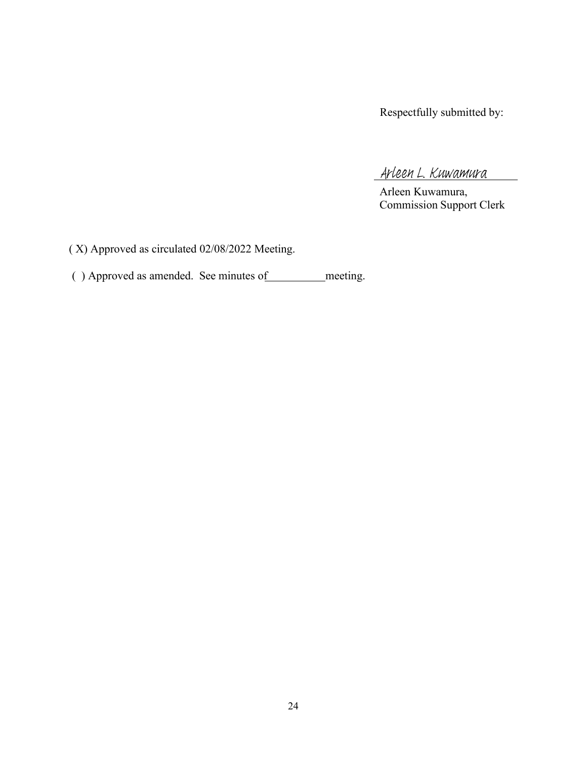Respectfully submitted by:

Arleen L. Kuwamura

Arleen Kuwamura,
Commission Support Clerk

( X) Approved as circulated 02/08/2022 Meeting.

( ) Approved as amended. See minutes of__________meeting.